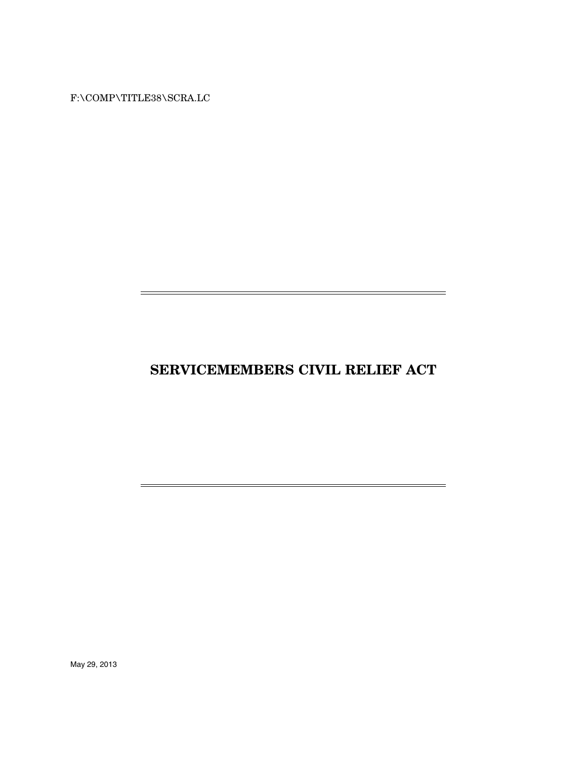F:\COMP\TITLE38\SCRA.LC

# SERVICEMEMBERS CIVIL RELIEF ACT

May 29, 2013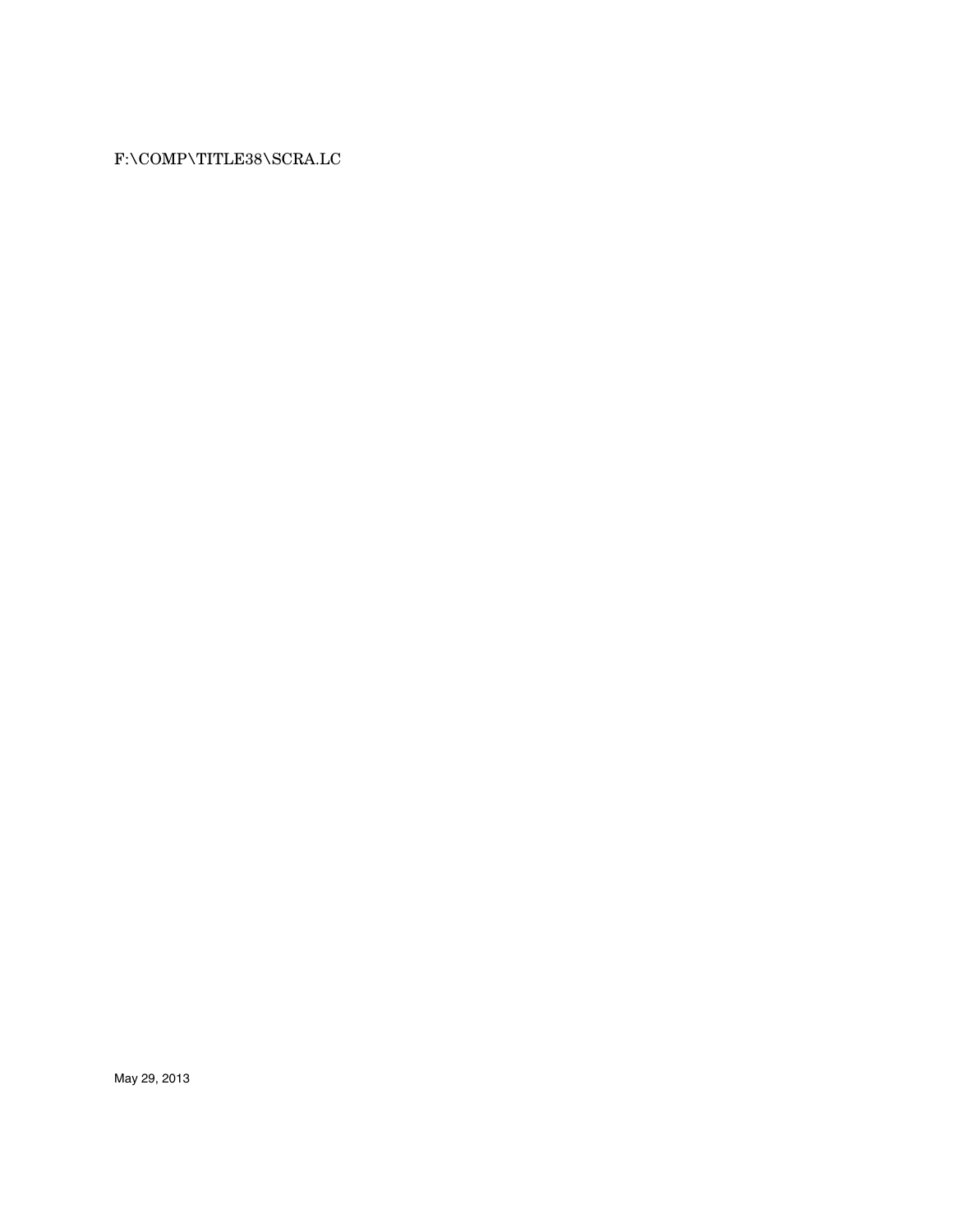F:\COMP\TITLE38\SCRA.LC

May 29, 2013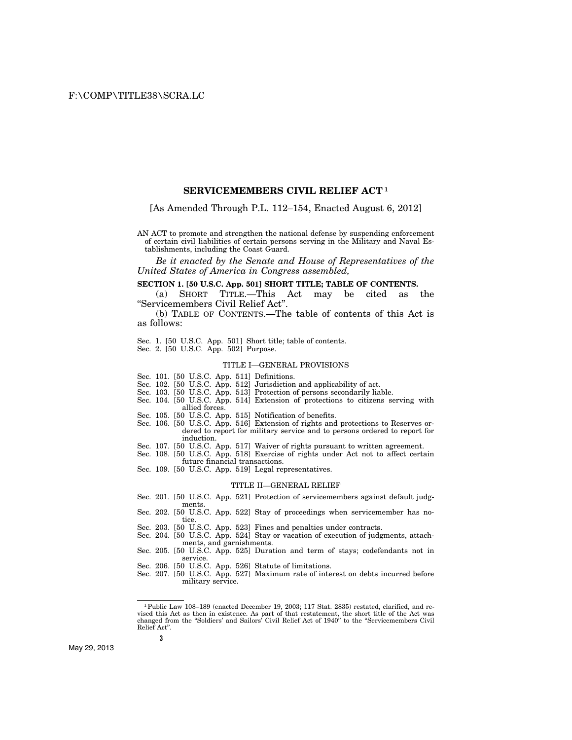# SERVICEMEMBERS CIVIL RELIEF ACT[1]

[As Amended Through P.L. 112–154, Enacted August 6, 2012]

AN ACT to promote and strengthen the national defense by suspending enforcement of certain civil liabilities of certain persons serving in the Military and Naval Establishments, including the Coast Guard.

*Be it enacted by the Senate and House of Representatives of the United States of America in Congress assembled,*

**SECTION 1. [50 U.S.C. App. 501] SHORT TITLE; TABLE OF CONTENTS.**

(a) SHORT TITLE.—This Act may be cited as the "Servicemembers Civil Relief Act".

(b) TABLE OF CONTENTS.—The table of contents of this Act is as follows:

Sec. 1. [50 U.S.C. App. 501] Short title; table of contents.
Sec. 2. [50 U.S.C. App. 502] Purpose.

TITLE I—GENERAL PROVISIONS

Sec. 101. [50 U.S.C. App. 511] Definitions.
Sec. 102. [50 U.S.C. App. 512] Jurisdiction and applicability of act.
Sec. 103. [50 U.S.C. App. 513] Protection of persons secondarily liable.
Sec. 104. [50 U.S.C. App. 514] Extension of protections to citizens serving with allied forces.
Sec. 105. [50 U.S.C. App. 515] Notification of benefits.
Sec. 106. [50 U.S.C. App. 516] Extension of rights and protections to Reserves ordered to report for military service and to persons ordered to report for induction.
Sec. 107. [50 U.S.C. App. 517] Waiver of rights pursuant to written agreement.
Sec. 108. [50 U.S.C. App. 518] Exercise of rights under Act not to affect certain future financial transactions.
Sec. 109. [50 U.S.C. App. 519] Legal representatives.

TITLE II—GENERAL RELIEF

Sec. 201. [50 U.S.C. App. 521] Protection of servicemembers against default judgments.
Sec. 202. [50 U.S.C. App. 522] Stay of proceedings when servicemember has notice.
Sec. 203. [50 U.S.C. App. 523] Fines and penalties under contracts.
Sec. 204. [50 U.S.C. App. 524] Stay or vacation of execution of judgments, attachments, and garnishments.
Sec. 205. [50 U.S.C. App. 525] Duration and term of stays; codefendants not in service.
Sec. 206. [50 U.S.C. App. 526] Statute of limitations.
Sec. 207. [50 U.S.C. App. 527] Maximum rate of interest on debts incurred before military service.

[1] Public Law 108–189 (enacted December 19, 2003; 117 Stat. 2835) restated, clarified, and revised this Act as then in existence. As part of that restatement, the short title of the Act was changed from the "Soldiers' and Sailors' Civil Relief Act of 1940" to the "Servicemembers Civil Relief Act".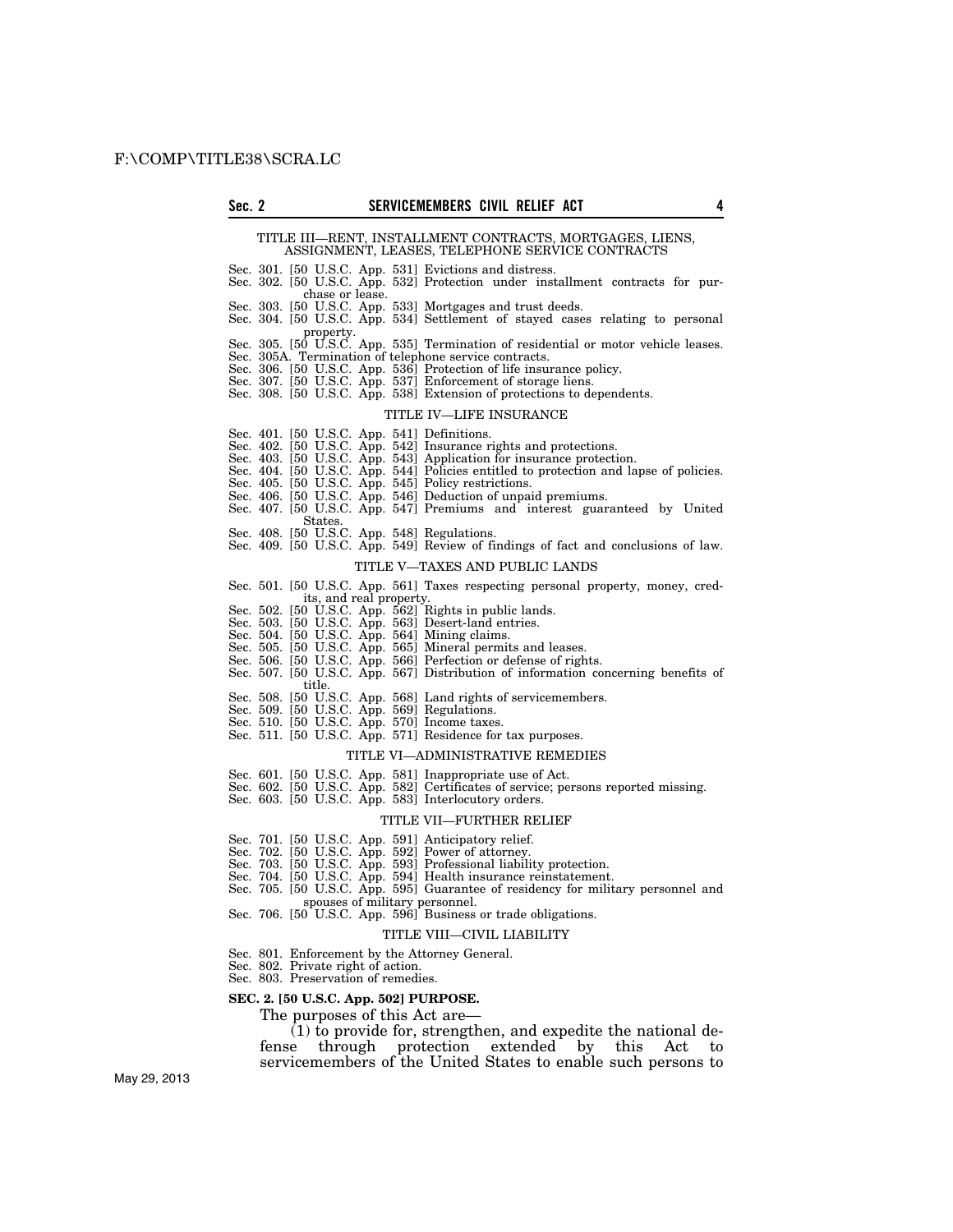TITLE III—RENT, INSTALLMENT CONTRACTS, MORTGAGES, LIENS, ASSIGNMENT, LEASES, TELEPHONE SERVICE CONTRACTS

Sec. 301. [50 U.S.C. App. 531] Evictions and distress.
Sec. 302. [50 U.S.C. App. 532] Protection under installment contracts for purchase or lease.
Sec. 303. [50 U.S.C. App. 533] Mortgages and trust deeds.
Sec. 304. [50 U.S.C. App. 534] Settlement of stayed cases relating to personal property.
Sec. 305. [50 U.S.C. App. 535] Termination of residential or motor vehicle leases.
Sec. 305A. Termination of telephone service contracts.
Sec. 306. [50 U.S.C. App. 536] Protection of life insurance policy.
Sec. 307. [50 U.S.C. App. 537] Enforcement of storage liens.
Sec. 308. [50 U.S.C. App. 538] Extension of protections to dependents.

TITLE IV—LIFE INSURANCE

Sec. 401. [50 U.S.C. App. 541] Definitions.
Sec. 402. [50 U.S.C. App. 542] Insurance rights and protections.
Sec. 403. [50 U.S.C. App. 543] Application for insurance protection.
Sec. 404. [50 U.S.C. App. 544] Policies entitled to protection and lapse of policies.
Sec. 405. [50 U.S.C. App. 545] Policy restrictions.
Sec. 406. [50 U.S.C. App. 546] Deduction of unpaid premiums.
Sec. 407. [50 U.S.C. App. 547] Premiums and interest guaranteed by United States.
Sec. 408. [50 U.S.C. App. 548] Regulations.
Sec. 409. [50 U.S.C. App. 549] Review of findings of fact and conclusions of law.

TITLE V—TAXES AND PUBLIC LANDS

Sec. 501. [50 U.S.C. App. 561] Taxes respecting personal property, money, credits, and real property.
Sec. 502. [50 U.S.C. App. 562] Rights in public lands.
Sec. 503. [50 U.S.C. App. 563] Desert-land entries.
Sec. 504. [50 U.S.C. App. 564] Mining claims.
Sec. 505. [50 U.S.C. App. 565] Mineral permits and leases.
Sec. 506. [50 U.S.C. App. 566] Perfection or defense of rights.
Sec. 507. [50 U.S.C. App. 567] Distribution of information concerning benefits of title.
Sec. 508. [50 U.S.C. App. 568] Land rights of servicemembers.
Sec. 509. [50 U.S.C. App. 569] Regulations.
Sec. 510. [50 U.S.C. App. 570] Income taxes.
Sec. 511. [50 U.S.C. App. 571] Residence for tax purposes.

TITLE VI—ADMINISTRATIVE REMEDIES

Sec. 601. [50 U.S.C. App. 581] Inappropriate use of Act.
Sec. 602. [50 U.S.C. App. 582] Certificates of service; persons reported missing.
Sec. 603. [50 U.S.C. App. 583] Interlocutory orders.

TITLE VII—FURTHER RELIEF

Sec. 701. [50 U.S.C. App. 591] Anticipatory relief.
Sec. 702. [50 U.S.C. App. 592] Power of attorney.
Sec. 703. [50 U.S.C. App. 593] Professional liability protection.
Sec. 704. [50 U.S.C. App. 594] Health insurance reinstatement.
Sec. 705. [50 U.S.C. App. 595] Guarantee of residency for military personnel and spouses of military personnel.
Sec. 706. [50 U.S.C. App. 596] Business or trade obligations.

TITLE VIII—CIVIL LIABILITY

Sec. 801. Enforcement by the Attorney General.
Sec. 802. Private right of action.
Sec. 803. Preservation of remedies.

**SEC. 2. [50 U.S.C. App. 502] PURPOSE.**

The purposes of this Act are—

(1) to provide for, strengthen, and expedite the national defense through protection extended by this Act to servicemembers of the United States to enable such persons to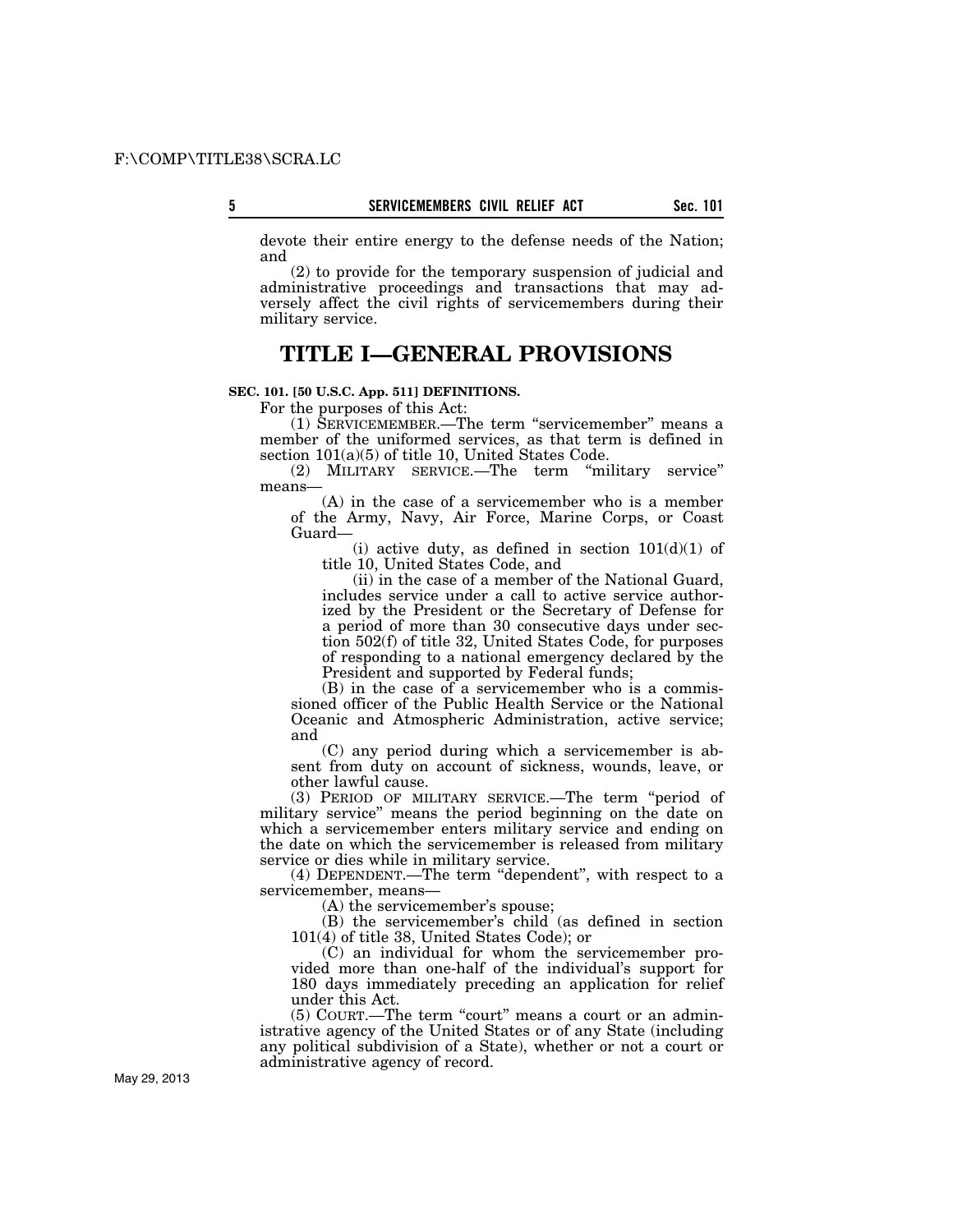devote their entire energy to the defense needs of the Nation; and

(2) to provide for the temporary suspension of judicial and administrative proceedings and transactions that may adversely affect the civil rights of servicemembers during their military service.

# TITLE I—GENERAL PROVISIONS

**SEC. 101. [50 U.S.C. App. 511] DEFINITIONS.**

For the purposes of this Act:

(1) SERVICEMEMBER.—The term "servicemember" means a member of the uniformed services, as that term is defined in section 101(a)(5) of title 10, United States Code.

(2) MILITARY SERVICE.—The term "military service" means—

(A) in the case of a servicemember who is a member of the Army, Navy, Air Force, Marine Corps, or Coast Guard—

(i) active duty, as defined in section 101(d)(1) of title 10, United States Code, and

(ii) in the case of a member of the National Guard, includes service under a call to active service authorized by the President or the Secretary of Defense for a period of more than 30 consecutive days under section 502(f) of title 32, United States Code, for purposes of responding to a national emergency declared by the President and supported by Federal funds;

(B) in the case of a servicemember who is a commissioned officer of the Public Health Service or the National Oceanic and Atmospheric Administration, active service; and

(C) any period during which a servicemember is absent from duty on account of sickness, wounds, leave, or other lawful cause.

(3) PERIOD OF MILITARY SERVICE.—The term "period of military service" means the period beginning on the date on which a servicemember enters military service and ending on the date on which the servicemember is released from military service or dies while in military service.

(4) DEPENDENT.—The term "dependent", with respect to a servicemember, means—

(A) the servicemember's spouse;

(B) the servicemember's child (as defined in section 101(4) of title 38, United States Code); or

(C) an individual for whom the servicemember provided more than one-half of the individual's support for 180 days immediately preceding an application for relief under this Act.

(5) COURT.—The term "court" means a court or an administrative agency of the United States or of any State (including any political subdivision of a State), whether or not a court or administrative agency of record.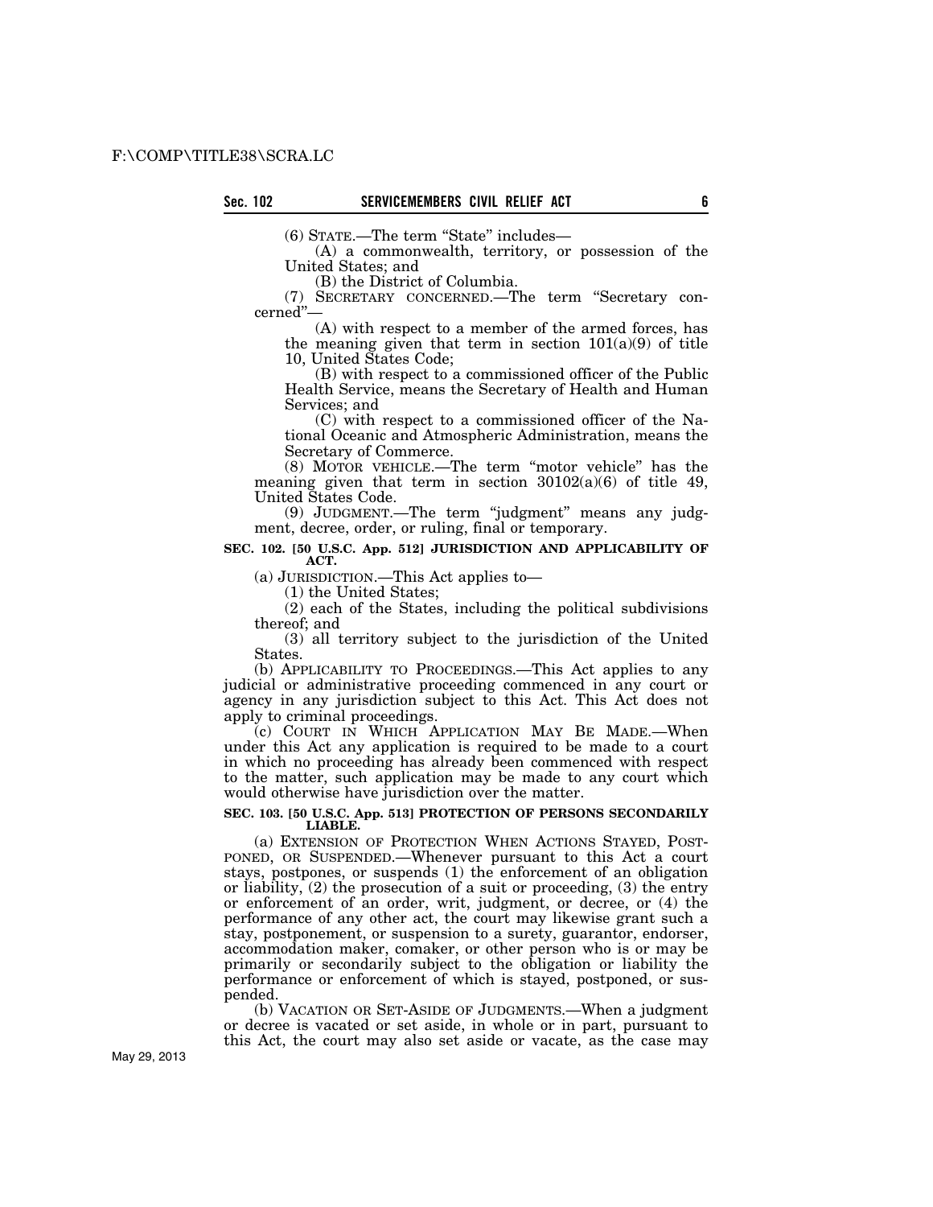(6) STATE.—The term "State" includes—

(A) a commonwealth, territory, or possession of the United States; and

(B) the District of Columbia.

(7) SECRETARY CONCERNED.—The term "Secretary concerned"—

(A) with respect to a member of the armed forces, has the meaning given that term in section 101(a)(9) of title 10, United States Code;

(B) with respect to a commissioned officer of the Public Health Service, means the Secretary of Health and Human Services; and

(C) with respect to a commissioned officer of the National Oceanic and Atmospheric Administration, means the Secretary of Commerce.

(8) MOTOR VEHICLE.—The term "motor vehicle" has the meaning given that term in section 30102(a)(6) of title 49, United States Code.

(9) JUDGMENT.—The term "judgment" means any judgment, decree, order, or ruling, final or temporary.

**SEC. 102. [50 U.S.C. App. 512] JURISDICTION AND APPLICABILITY OF ACT.**

(a) JURISDICTION.—This Act applies to—

(1) the United States;

(2) each of the States, including the political subdivisions thereof; and

(3) all territory subject to the jurisdiction of the United States.

(b) APPLICABILITY TO PROCEEDINGS.—This Act applies to any judicial or administrative proceeding commenced in any court or agency in any jurisdiction subject to this Act. This Act does not apply to criminal proceedings.

(c) COURT IN WHICH APPLICATION MAY BE MADE.—When under this Act any application is required to be made to a court in which no proceeding has already been commenced with respect to the matter, such application may be made to any court which would otherwise have jurisdiction over the matter.

**SEC. 103. [50 U.S.C. App. 513] PROTECTION OF PERSONS SECONDARILY LIABLE.**

(a) EXTENSION OF PROTECTION WHEN ACTIONS STAYED, POSTPONED, OR SUSPENDED.—Whenever pursuant to this Act a court stays, postpones, or suspends (1) the enforcement of an obligation or liability, (2) the prosecution of a suit or proceeding, (3) the entry or enforcement of an order, writ, judgment, or decree, or (4) the performance of any other act, the court may likewise grant such a stay, postponement, or suspension to a surety, guarantor, endorser, accommodation maker, comaker, or other person who is or may be primarily or secondarily subject to the obligation or liability the performance or enforcement of which is stayed, postponed, or suspended.

(b) VACATION OR SET-ASIDE OF JUDGMENTS.—When a judgment or decree is vacated or set aside, in whole or in part, pursuant to this Act, the court may also set aside or vacate, as the case may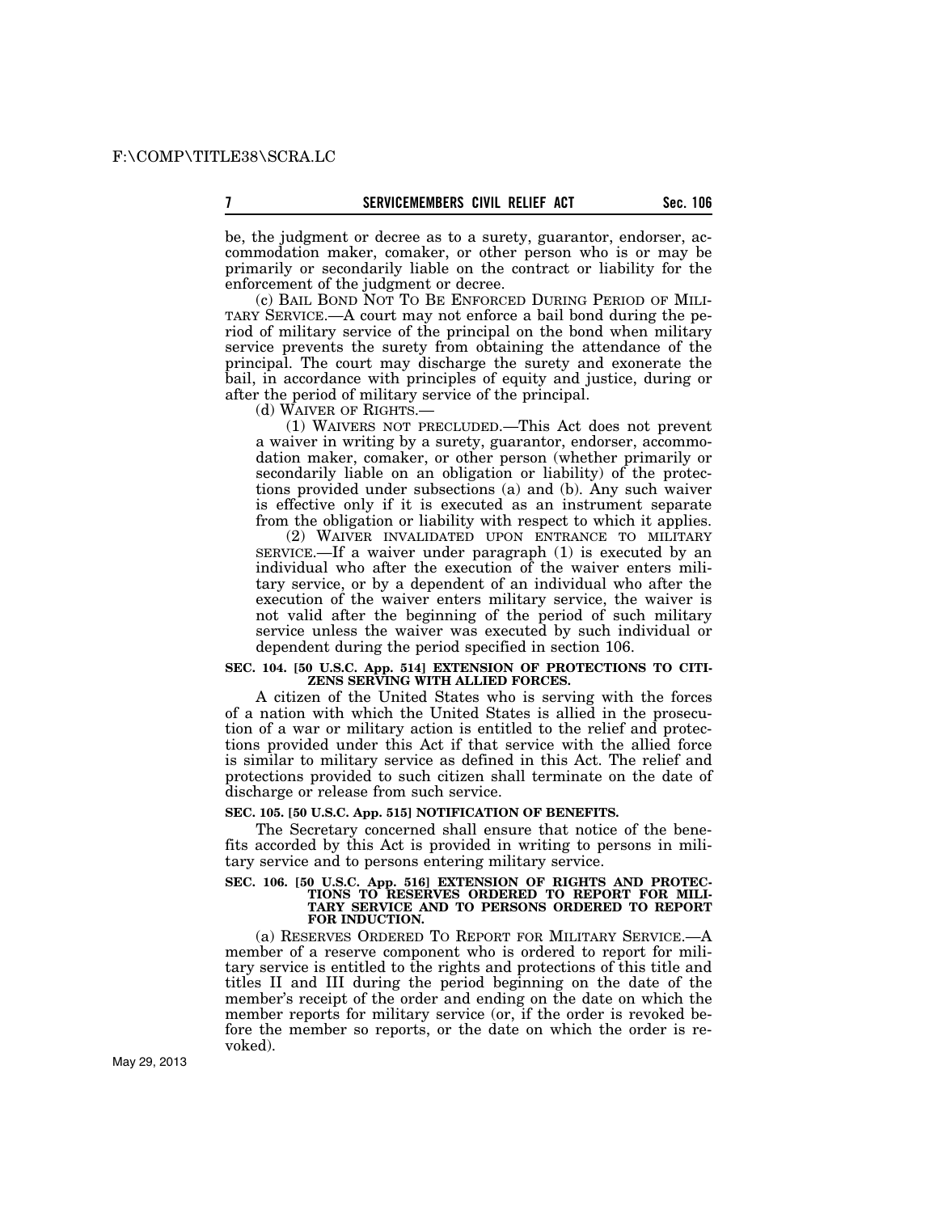be, the judgment or decree as to a surety, guarantor, endorser, accommodation maker, comaker, or other person who is or may be primarily or secondarily liable on the contract or liability for the enforcement of the judgment or decree.

(c) BAIL BOND NOT TO BE ENFORCED DURING PERIOD OF MILITARY SERVICE.—A court may not enforce a bail bond during the period of military service of the principal on the bond when military service prevents the surety from obtaining the attendance of the principal. The court may discharge the surety and exonerate the bail, in accordance with principles of equity and justice, during or after the period of military service of the principal.

(d) WAIVER OF RIGHTS.—

(1) WAIVERS NOT PRECLUDED.—This Act does not prevent a waiver in writing by a surety, guarantor, endorser, accommodation maker, comaker, or other person (whether primarily or secondarily liable on an obligation or liability) of the protections provided under subsections (a) and (b). Any such waiver is effective only if it is executed as an instrument separate from the obligation or liability with respect to which it applies.

(2) WAIVER INVALIDATED UPON ENTRANCE TO MILITARY SERVICE.—If a waiver under paragraph (1) is executed by an individual who after the execution of the waiver enters military service, or by a dependent of an individual who after the execution of the waiver enters military service, the waiver is not valid after the beginning of the period of such military service unless the waiver was executed by such individual or dependent during the period specified in section 106.

**SEC. 104. [50 U.S.C. App. 514] EXTENSION OF PROTECTIONS TO CITIZENS SERVING WITH ALLIED FORCES.**

A citizen of the United States who is serving with the forces of a nation with which the United States is allied in the prosecution of a war or military action is entitled to the relief and protections provided under this Act if that service with the allied force is similar to military service as defined in this Act. The relief and protections provided to such citizen shall terminate on the date of discharge or release from such service.

**SEC. 105. [50 U.S.C. App. 515] NOTIFICATION OF BENEFITS.**

The Secretary concerned shall ensure that notice of the benefits accorded by this Act is provided in writing to persons in military service and to persons entering military service.

**SEC. 106. [50 U.S.C. App. 516] EXTENSION OF RIGHTS AND PROTECTIONS TO RESERVES ORDERED TO REPORT FOR MILITARY SERVICE AND TO PERSONS ORDERED TO REPORT FOR INDUCTION.**

(a) RESERVES ORDERED TO REPORT FOR MILITARY SERVICE.—A member of a reserve component who is ordered to report for military service is entitled to the rights and protections of this title and titles II and III during the period beginning on the date of the member's receipt of the order and ending on the date on which the member reports for military service (or, if the order is revoked before the member so reports, or the date on which the order is revoked).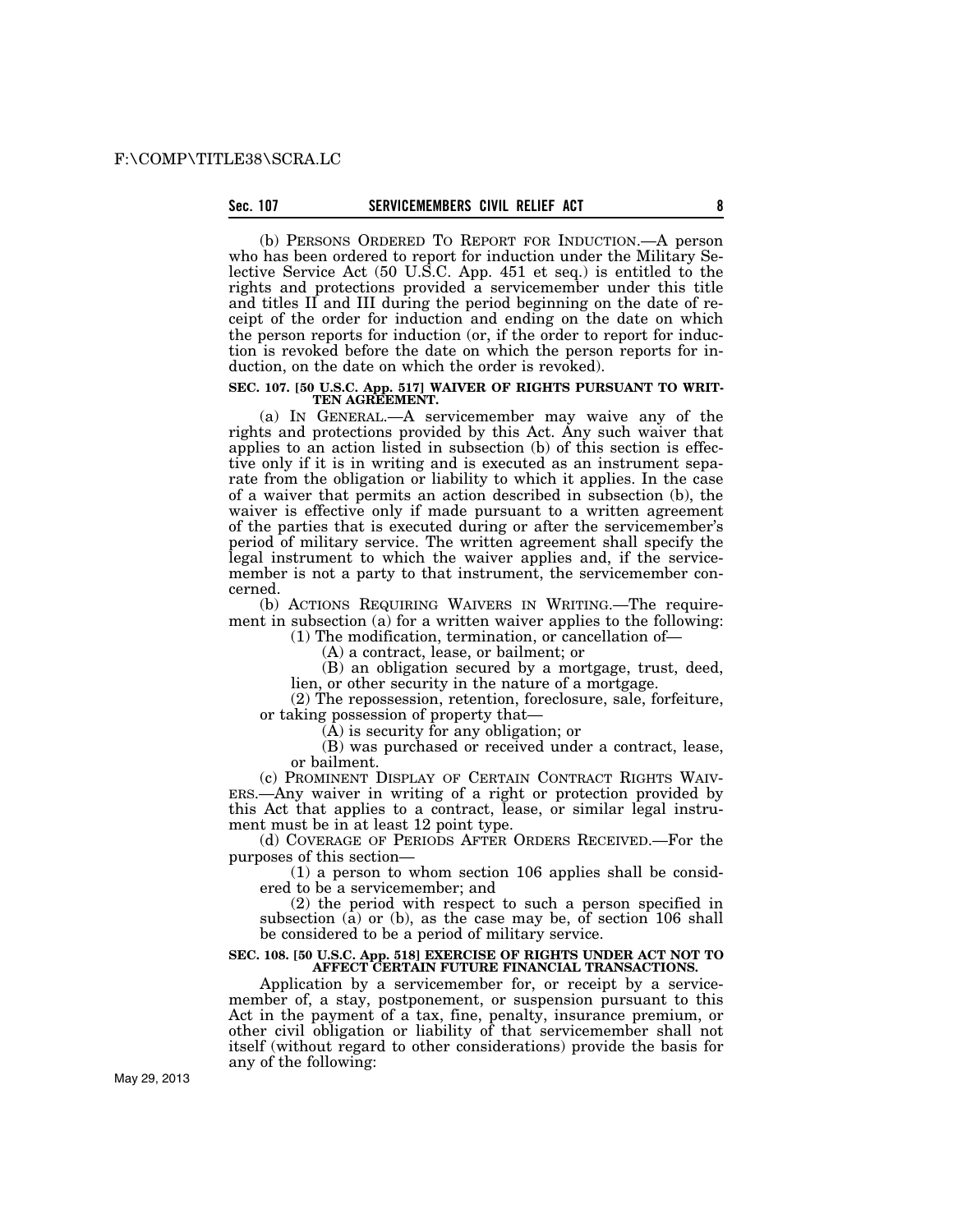(b) PERSONS ORDERED TO REPORT FOR INDUCTION.—A person who has been ordered to report for induction under the Military Selective Service Act (50 U.S.C. App. 451 et seq.) is entitled to the rights and protections provided a servicemember under this title and titles II and III during the period beginning on the date of receipt of the order for induction and ending on the date on which the person reports for induction (or, if the order to report for induction is revoked before the date on which the person reports for induction, on the date on which the order is revoked).

**SEC. 107. [50 U.S.C. App. 517] WAIVER OF RIGHTS PURSUANT TO WRITTEN AGREEMENT.**

(a) IN GENERAL.—A servicemember may waive any of the rights and protections provided by this Act. Any such waiver that applies to an action listed in subsection (b) of this section is effective only if it is in writing and is executed as an instrument separate from the obligation or liability to which it applies. In the case of a waiver that permits an action described in subsection (b), the waiver is effective only if made pursuant to a written agreement of the parties that is executed during or after the servicemember's period of military service. The written agreement shall specify the legal instrument to which the waiver applies and, if the servicemember is not a party to that instrument, the servicemember concerned.

(b) ACTIONS REQUIRING WAIVERS IN WRITING.—The requirement in subsection (a) for a written waiver applies to the following:

(1) The modification, termination, or cancellation of—

(A) a contract, lease, or bailment; or

(B) an obligation secured by a mortgage, trust, deed, lien, or other security in the nature of a mortgage.

(2) The repossession, retention, foreclosure, sale, forfeiture, or taking possession of property that—

(A) is security for any obligation; or

(B) was purchased or received under a contract, lease, or bailment.

(c) PROMINENT DISPLAY OF CERTAIN CONTRACT RIGHTS WAIVERS.—Any waiver in writing of a right or protection provided by this Act that applies to a contract, lease, or similar legal instrument must be in at least 12 point type.

(d) COVERAGE OF PERIODS AFTER ORDERS RECEIVED.—For the purposes of this section—

(1) a person to whom section 106 applies shall be considered to be a servicemember; and

(2) the period with respect to such a person specified in subsection (a) or (b), as the case may be, of section 106 shall be considered to be a period of military service.

**SEC. 108. [50 U.S.C. App. 518] EXERCISE OF RIGHTS UNDER ACT NOT TO AFFECT CERTAIN FUTURE FINANCIAL TRANSACTIONS.**

Application by a servicemember for, or receipt by a servicemember of, a stay, postponement, or suspension pursuant to this Act in the payment of a tax, fine, penalty, insurance premium, or other civil obligation or liability of that servicemember shall not itself (without regard to other considerations) provide the basis for any of the following: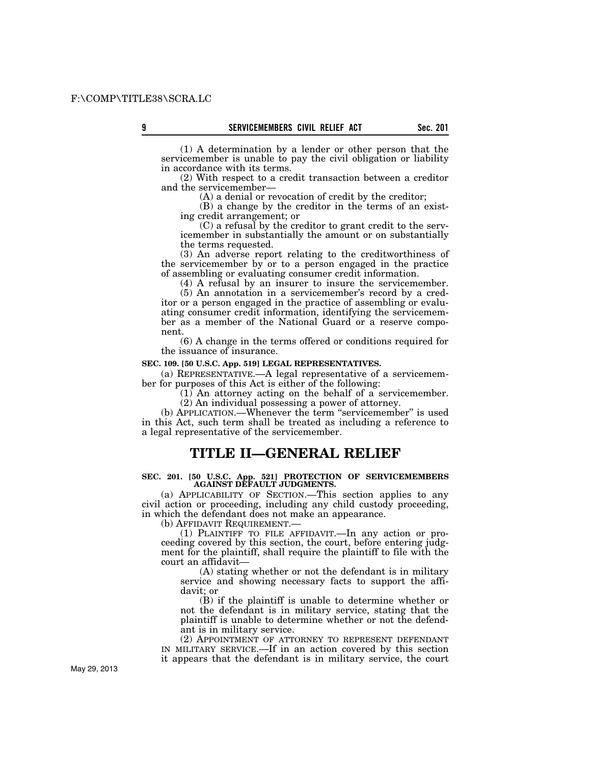(1) A determination by a lender or other person that the servicemember is unable to pay the civil obligation or liability in accordance with its terms.

(2) With respect to a credit transaction between a creditor and the servicemember—

(A) a denial or revocation of credit by the creditor;

(B) a change by the creditor in the terms of an existing credit arrangement; or

(C) a refusal by the creditor to grant credit to the servicemember in substantially the amount or on substantially the terms requested.

(3) An adverse report relating to the creditworthiness of the servicemember by or to a person engaged in the practice of assembling or evaluating consumer credit information.

(4) A refusal by an insurer to insure the servicemember.

(5) An annotation in a servicemember's record by a creditor or a person engaged in the practice of assembling or evaluating consumer credit information, identifying the servicemember as a member of the National Guard or a reserve component.

(6) A change in the terms offered or conditions required for the issuance of insurance.

**SEC. 109. [50 U.S.C. App. 519] LEGAL REPRESENTATIVES.**

(a) REPRESENTATIVE.—A legal representative of a servicemember for purposes of this Act is either of the following:

(1) An attorney acting on the behalf of a servicemember.

(2) An individual possessing a power of attorney.

(b) APPLICATION.—Whenever the term "servicemember" is used in this Act, such term shall be treated as including a reference to a legal representative of the servicemember.

# TITLE II—GENERAL RELIEF

**SEC. 201. [50 U.S.C. App. 521] PROTECTION OF SERVICEMEMBERS AGAINST DEFAULT JUDGMENTS.**

(a) APPLICABILITY OF SECTION.—This section applies to any civil action or proceeding, including any child custody proceeding, in which the defendant does not make an appearance.

(b) AFFIDAVIT REQUIREMENT.—

(1) PLAINTIFF TO FILE AFFIDAVIT.—In any action or proceeding covered by this section, the court, before entering judgment for the plaintiff, shall require the plaintiff to file with the court an affidavit—

(A) stating whether or not the defendant is in military service and showing necessary facts to support the affidavit; or

(B) if the plaintiff is unable to determine whether or not the defendant is in military service, stating that the plaintiff is unable to determine whether or not the defendant is in military service.

(2) APPOINTMENT OF ATTORNEY TO REPRESENT DEFENDANT IN MILITARY SERVICE.—If in an action covered by this section it appears that the defendant is in military service, the court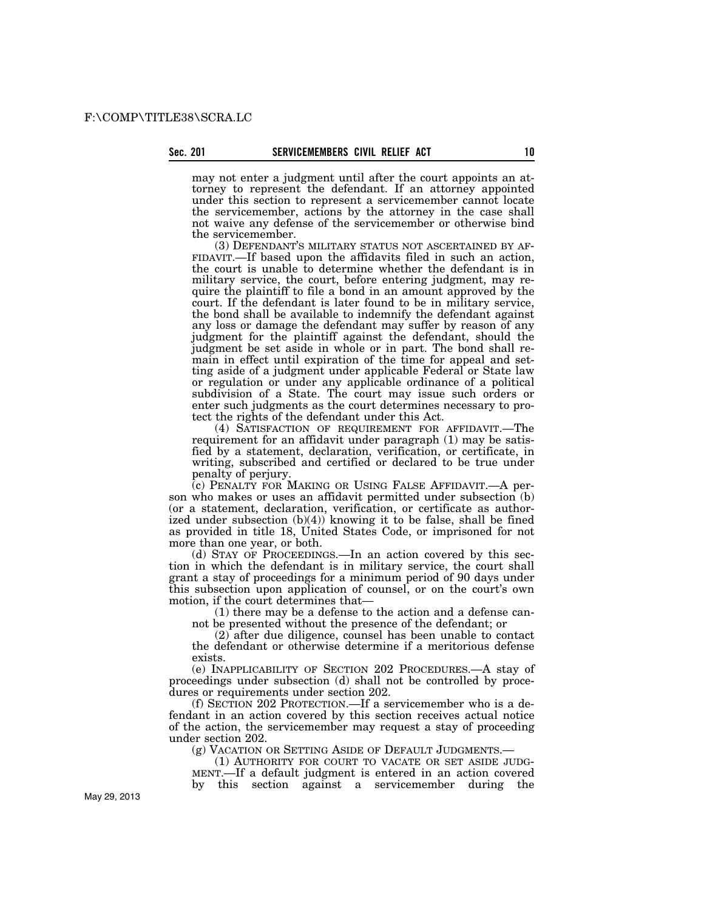may not enter a judgment until after the court appoints an attorney to represent the defendant. If an attorney appointed under this section to represent a servicemember cannot locate the servicemember, actions by the attorney in the case shall not waive any defense of the servicemember or otherwise bind the servicemember.

(3) DEFENDANT'S MILITARY STATUS NOT ASCERTAINED BY AFFIDAVIT.—If based upon the affidavits filed in such an action, the court is unable to determine whether the defendant is in military service, the court, before entering judgment, may require the plaintiff to file a bond in an amount approved by the court. If the defendant is later found to be in military service, the bond shall be available to indemnify the defendant against any loss or damage the defendant may suffer by reason of any judgment for the plaintiff against the defendant, should the judgment be set aside in whole or in part. The bond shall remain in effect until expiration of the time for appeal and setting aside of a judgment under applicable Federal or State law or regulation or under any applicable ordinance of a political subdivision of a State. The court may issue such orders or enter such judgments as the court determines necessary to protect the rights of the defendant under this Act.

(4) SATISFACTION OF REQUIREMENT FOR AFFIDAVIT.—The requirement for an affidavit under paragraph (1) may be satisfied by a statement, declaration, verification, or certificate, in writing, subscribed and certified or declared to be true under penalty of perjury.

(c) PENALTY FOR MAKING OR USING FALSE AFFIDAVIT.—A person who makes or uses an affidavit permitted under subsection (b) (or a statement, declaration, verification, or certificate as authorized under subsection (b)(4)) knowing it to be false, shall be fined as provided in title 18, United States Code, or imprisoned for not more than one year, or both.

(d) STAY OF PROCEEDINGS.—In an action covered by this section in which the defendant is in military service, the court shall grant a stay of proceedings for a minimum period of 90 days under this subsection upon application of counsel, or on the court's own motion, if the court determines that—

(1) there may be a defense to the action and a defense cannot be presented without the presence of the defendant; or

(2) after due diligence, counsel has been unable to contact the defendant or otherwise determine if a meritorious defense exists.

(e) INAPPLICABILITY OF SECTION 202 PROCEDURES.—A stay of proceedings under subsection (d) shall not be controlled by procedures or requirements under section 202.

(f) SECTION 202 PROTECTION.—If a servicemember who is a defendant in an action covered by this section receives actual notice of the action, the servicemember may request a stay of proceeding under section 202.

(g) VACATION OR SETTING ASIDE OF DEFAULT JUDGMENTS.—

(1) AUTHORITY FOR COURT TO VACATE OR SET ASIDE JUDGMENT.—If a default judgment is entered in an action covered by this section against a servicemember during the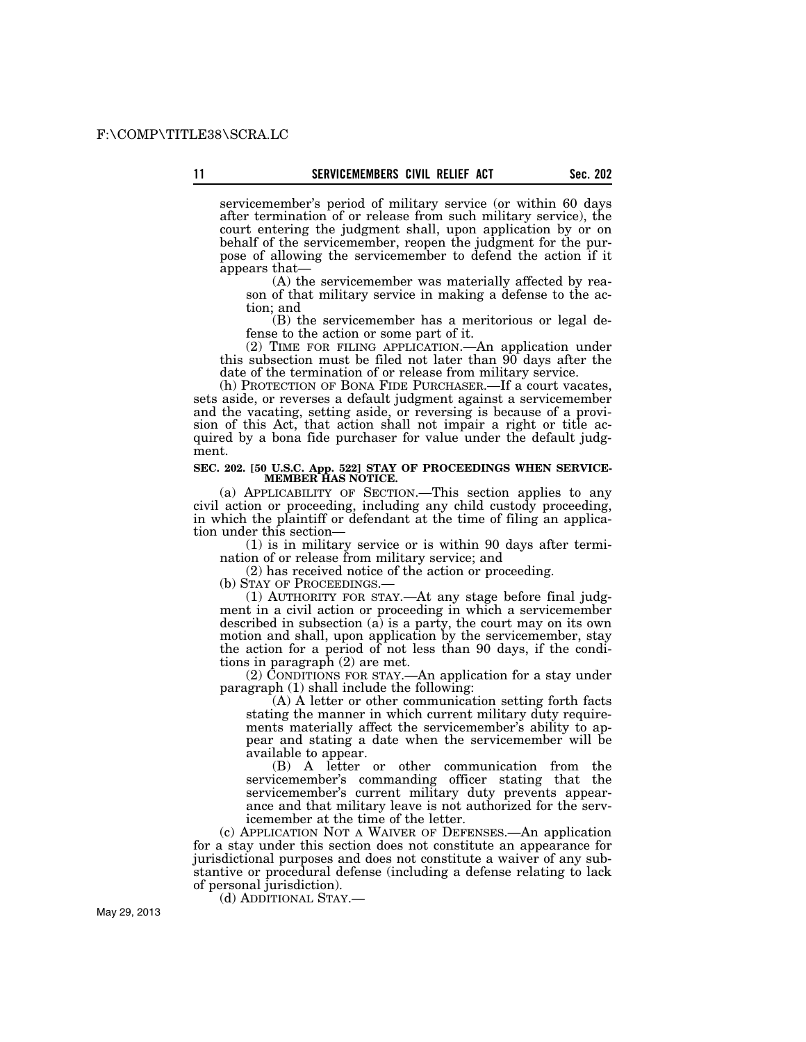servicemember's period of military service (or within 60 days after termination of or release from such military service), the court entering the judgment shall, upon application by or on behalf of the servicemember, reopen the judgment for the purpose of allowing the servicemember to defend the action if it appears that—

(A) the servicemember was materially affected by reason of that military service in making a defense to the action; and

(B) the servicemember has a meritorious or legal defense to the action or some part of it.

(2) TIME FOR FILING APPLICATION.—An application under this subsection must be filed not later than 90 days after the date of the termination of or release from military service.

(h) PROTECTION OF BONA FIDE PURCHASER.—If a court vacates, sets aside, or reverses a default judgment against a servicemember and the vacating, setting aside, or reversing is because of a provision of this Act, that action shall not impair a right or title acquired by a bona fide purchaser for value under the default judgment.

**SEC. 202. [50 U.S.C. App. 522] STAY OF PROCEEDINGS WHEN SERVICEMEMBER HAS NOTICE.**

(a) APPLICABILITY OF SECTION.—This section applies to any civil action or proceeding, including any child custody proceeding, in which the plaintiff or defendant at the time of filing an application under this section—

(1) is in military service or is within 90 days after termination of or release from military service; and

(2) has received notice of the action or proceeding.

(b) STAY OF PROCEEDINGS.—

(1) AUTHORITY FOR STAY.—At any stage before final judgment in a civil action or proceeding in which a servicemember described in subsection (a) is a party, the court may on its own motion and shall, upon application by the servicemember, stay the action for a period of not less than 90 days, if the conditions in paragraph (2) are met.

(2) CONDITIONS FOR STAY.—An application for a stay under paragraph (1) shall include the following:

(A) A letter or other communication setting forth facts stating the manner in which current military duty requirements materially affect the servicemember's ability to appear and stating a date when the servicemember will be available to appear.

(B) A letter or other communication from the servicemember's commanding officer stating that the servicemember's current military duty prevents appearance and that military leave is not authorized for the servicemember at the time of the letter.

(c) APPLICATION NOT A WAIVER OF DEFENSES.—An application for a stay under this section does not constitute an appearance for jurisdictional purposes and does not constitute a waiver of any substantive or procedural defense (including a defense relating to lack of personal jurisdiction).

(d) ADDITIONAL STAY.—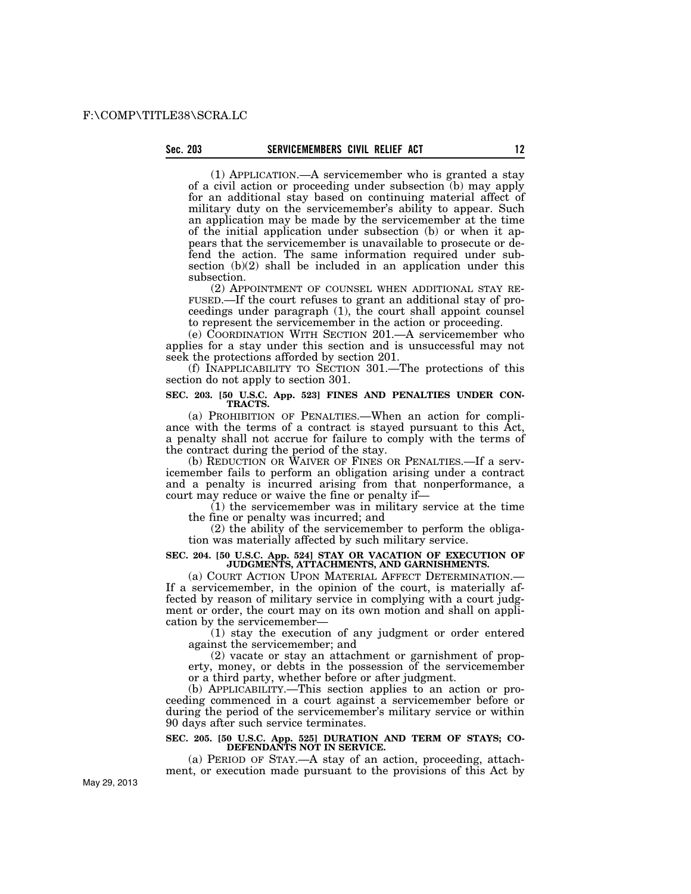(1) APPLICATION.—A servicemember who is granted a stay of a civil action or proceeding under subsection (b) may apply for an additional stay based on continuing material affect of military duty on the servicemember's ability to appear. Such an application may be made by the servicemember at the time of the initial application under subsection (b) or when it appears that the servicemember is unavailable to prosecute or defend the action. The same information required under subsection (b)(2) shall be included in an application under this subsection.

(2) APPOINTMENT OF COUNSEL WHEN ADDITIONAL STAY REFUSED.—If the court refuses to grant an additional stay of proceedings under paragraph (1), the court shall appoint counsel to represent the servicemember in the action or proceeding.

(e) COORDINATION WITH SECTION 201.—A servicemember who applies for a stay under this section and is unsuccessful may not seek the protections afforded by section 201.

(f) INAPPLICABILITY TO SECTION 301.—The protections of this section do not apply to section 301.

### SEC. 203. [50 U.S.C. App. 523] FINES AND PENALTIES UNDER CONTRACTS.

(a) PROHIBITION OF PENALTIES.—When an action for compliance with the terms of a contract is stayed pursuant to this Act, a penalty shall not accrue for failure to comply with the terms of the contract during the period of the stay.

(b) REDUCTION OR WAIVER OF FINES OR PENALTIES.—If a servicemember fails to perform an obligation arising under a contract and a penalty is incurred arising from that nonperformance, a court may reduce or waive the fine or penalty if—

(1) the servicemember was in military service at the time the fine or penalty was incurred; and

(2) the ability of the servicemember to perform the obligation was materially affected by such military service.

### SEC. 204. [50 U.S.C. App. 524] STAY OR VACATION OF EXECUTION OF JUDGMENTS, ATTACHMENTS, AND GARNISHMENTS.

(a) COURT ACTION UPON MATERIAL AFFECT DETERMINATION.—If a servicemember, in the opinion of the court, is materially affected by reason of military service in complying with a court judgment or order, the court may on its own motion and shall on application by the servicemember—

(1) stay the execution of any judgment or order entered against the servicemember; and

(2) vacate or stay an attachment or garnishment of property, money, or debts in the possession of the servicemember or a third party, whether before or after judgment.

(b) APPLICABILITY.—This section applies to an action or proceeding commenced in a court against a servicemember before or during the period of the servicemember's military service or within 90 days after such service terminates.

### SEC. 205. [50 U.S.C. App. 525] DURATION AND TERM OF STAYS; CODEFENDANTS NOT IN SERVICE.

(a) PERIOD OF STAY.—A stay of an action, proceeding, attachment, or execution made pursuant to the provisions of this Act by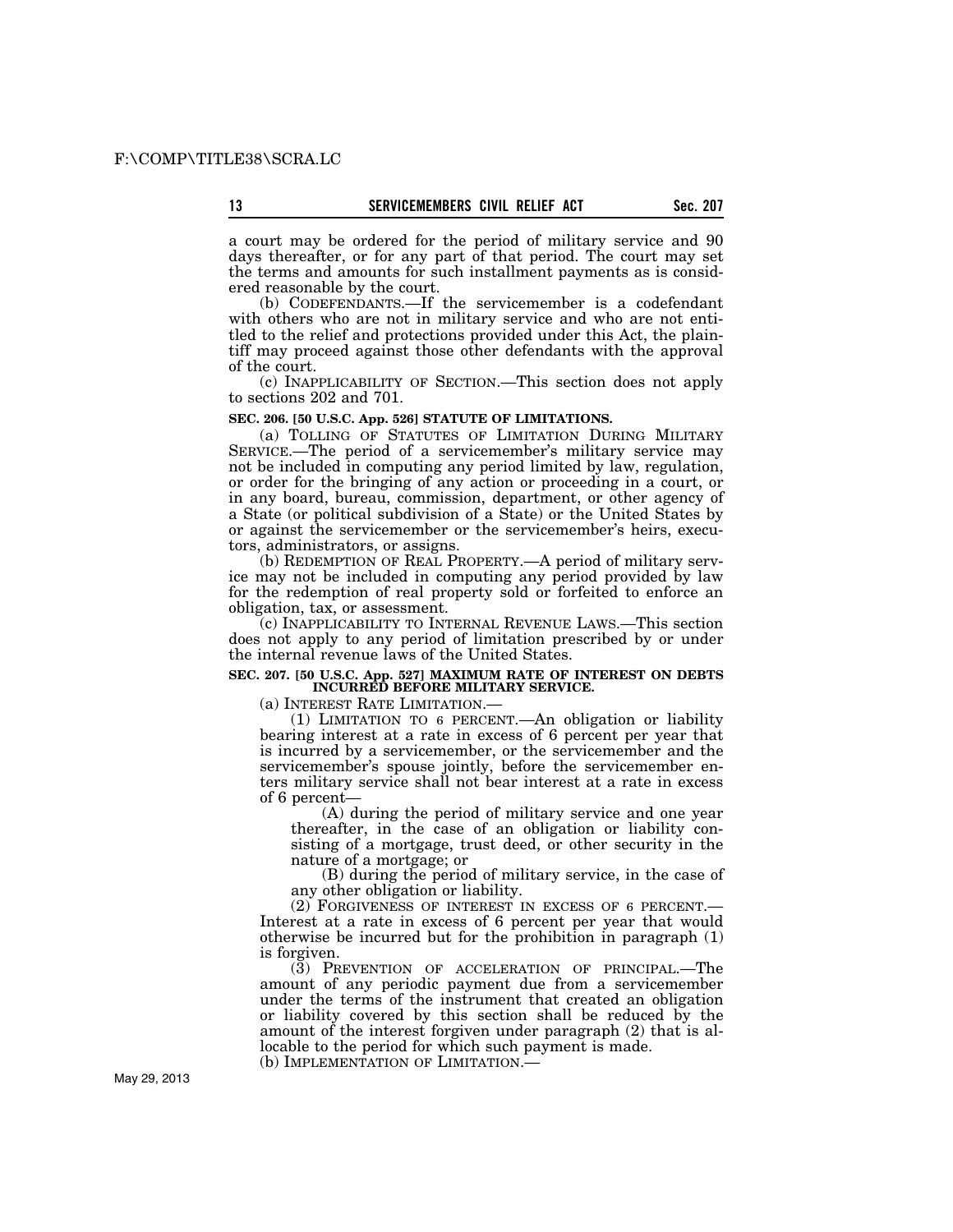a court may be ordered for the period of military service and 90 days thereafter, or for any part of that period. The court may set the terms and amounts for such installment payments as is considered reasonable by the court.

(b) CODEFENDANTS.—If the servicemember is a codefendant with others who are not in military service and who are not entitled to the relief and protections provided under this Act, the plaintiff may proceed against those other defendants with the approval of the court.

(c) INAPPLICABILITY OF SECTION.—This section does not apply to sections 202 and 701.

**SEC. 206. [50 U.S.C. App. 526] STATUTE OF LIMITATIONS.**

(a) TOLLING OF STATUTES OF LIMITATION DURING MILITARY SERVICE.—The period of a servicemember's military service may not be included in computing any period limited by law, regulation, or order for the bringing of any action or proceeding in a court, or in any board, bureau, commission, department, or other agency of a State (or political subdivision of a State) or the United States by or against the servicemember or the servicemember's heirs, executors, administrators, or assigns.

(b) REDEMPTION OF REAL PROPERTY.—A period of military service may not be included in computing any period provided by law for the redemption of real property sold or forfeited to enforce an obligation, tax, or assessment.

(c) INAPPLICABILITY TO INTERNAL REVENUE LAWS.—This section does not apply to any period of limitation prescribed by or under the internal revenue laws of the United States.

**SEC. 207. [50 U.S.C. App. 527] MAXIMUM RATE OF INTEREST ON DEBTS INCURRED BEFORE MILITARY SERVICE.**

(a) INTEREST RATE LIMITATION.—

(1) LIMITATION TO 6 PERCENT.—An obligation or liability bearing interest at a rate in excess of 6 percent per year that is incurred by a servicemember, or the servicemember and the servicemember's spouse jointly, before the servicemember enters military service shall not bear interest at a rate in excess of 6 percent—

(A) during the period of military service and one year thereafter, in the case of an obligation or liability consisting of a mortgage, trust deed, or other security in the nature of a mortgage; or

(B) during the period of military service, in the case of any other obligation or liability.

(2) FORGIVENESS OF INTEREST IN EXCESS OF 6 PERCENT.—Interest at a rate in excess of 6 percent per year that would otherwise be incurred but for the prohibition in paragraph (1) is forgiven.

(3) PREVENTION OF ACCELERATION OF PRINCIPAL.—The amount of any periodic payment due from a servicemember under the terms of the instrument that created an obligation or liability covered by this section shall be reduced by the amount of the interest forgiven under paragraph (2) that is allocable to the period for which such payment is made.

(b) IMPLEMENTATION OF LIMITATION.—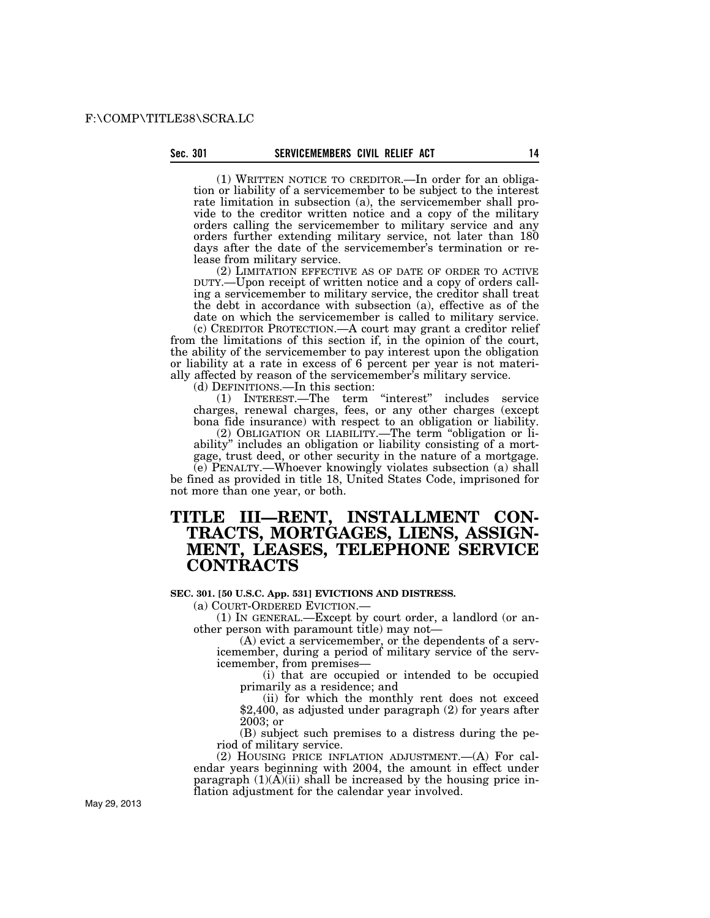(1) WRITTEN NOTICE TO CREDITOR.—In order for an obligation or liability of a servicemember to be subject to the interest rate limitation in subsection (a), the servicemember shall provide to the creditor written notice and a copy of the military orders calling the servicemember to military service and any orders further extending military service, not later than 180 days after the date of the servicemember's termination or release from military service.

(2) LIMITATION EFFECTIVE AS OF DATE OF ORDER TO ACTIVE DUTY.—Upon receipt of written notice and a copy of orders calling a servicemember to military service, the creditor shall treat the debt in accordance with subsection (a), effective as of the date on which the servicemember is called to military service.

(c) CREDITOR PROTECTION.—A court may grant a creditor relief from the limitations of this section if, in the opinion of the court, the ability of the servicemember to pay interest upon the obligation or liability at a rate in excess of 6 percent per year is not materially affected by reason of the servicemember's military service.

(d) DEFINITIONS.—In this section:

(1) INTEREST.—The term "interest" includes service charges, renewal charges, fees, or any other charges (except bona fide insurance) with respect to an obligation or liability.

(2) OBLIGATION OR LIABILITY.—The term "obligation or liability" includes an obligation or liability consisting of a mortgage, trust deed, or other security in the nature of a mortgage.

(e) PENALTY.—Whoever knowingly violates subsection (a) shall be fined as provided in title 18, United States Code, imprisoned for not more than one year, or both.

# TITLE III—RENT, INSTALLMENT CONTRACTS, MORTGAGES, LIENS, ASSIGNMENT, LEASES, TELEPHONE SERVICE CONTRACTS

**SEC. 301. [50 U.S.C. App. 531] EVICTIONS AND DISTRESS.**

(a) COURT-ORDERED EVICTION.—

(1) IN GENERAL.—Except by court order, a landlord (or another person with paramount title) may not—

(A) evict a servicemember, or the dependents of a servicemember, during a period of military service of the servicemember, from premises—

(i) that are occupied or intended to be occupied primarily as a residence; and

(ii) for which the monthly rent does not exceed $2,400, as adjusted under paragraph (2) for years after 2003; or

(B) subject such premises to a distress during the period of military service.

(2) HOUSING PRICE INFLATION ADJUSTMENT.—(A) For calendar years beginning with 2004, the amount in effect under paragraph (1)(A)(ii) shall be increased by the housing price inflation adjustment for the calendar year involved.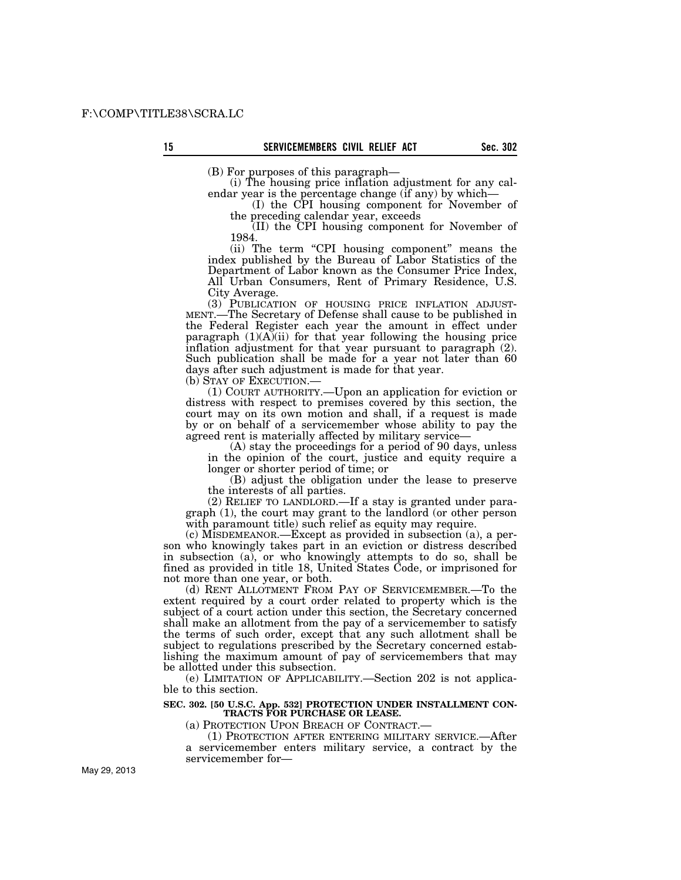(B) For purposes of this paragraph—

(i) The housing price inflation adjustment for any calendar year is the percentage change (if any) by which—

(I) the CPI housing component for November of the preceding calendar year, exceeds

(II) the CPI housing component for November of 1984.

(ii) The term "CPI housing component" means the index published by the Bureau of Labor Statistics of the Department of Labor known as the Consumer Price Index, All Urban Consumers, Rent of Primary Residence, U.S. City Average.

(3) PUBLICATION OF HOUSING PRICE INFLATION ADJUSTMENT.—The Secretary of Defense shall cause to be published in the Federal Register each year the amount in effect under paragraph (1)(A)(ii) for that year following the housing price inflation adjustment for that year pursuant to paragraph (2). Such publication shall be made for a year not later than 60 days after such adjustment is made for that year.

(b) STAY OF EXECUTION.—

(1) COURT AUTHORITY.—Upon an application for eviction or distress with respect to premises covered by this section, the court may on its own motion and shall, if a request is made by or on behalf of a servicemember whose ability to pay the agreed rent is materially affected by military service—

(A) stay the proceedings for a period of 90 days, unless in the opinion of the court, justice and equity require a longer or shorter period of time; or

(B) adjust the obligation under the lease to preserve the interests of all parties.

(2) RELIEF TO LANDLORD.—If a stay is granted under paragraph (1), the court may grant to the landlord (or other person with paramount title) such relief as equity may require.

(c) MISDEMEANOR.—Except as provided in subsection (a), a person who knowingly takes part in an eviction or distress described in subsection (a), or who knowingly attempts to do so, shall be fined as provided in title 18, United States Code, or imprisoned for not more than one year, or both.

(d) RENT ALLOTMENT FROM PAY OF SERVICEMEMBER.—To the extent required by a court order related to property which is the subject of a court action under this section, the Secretary concerned shall make an allotment from the pay of a servicemember to satisfy the terms of such order, except that any such allotment shall be subject to regulations prescribed by the Secretary concerned establishing the maximum amount of pay of servicemembers that may be allotted under this subsection.

(e) LIMITATION OF APPLICABILITY.—Section 202 is not applicable to this section.

**SEC. 302. [50 U.S.C. App. 532] PROTECTION UNDER INSTALLMENT CONTRACTS FOR PURCHASE OR LEASE.**

(a) PROTECTION UPON BREACH OF CONTRACT.—

(1) PROTECTION AFTER ENTERING MILITARY SERVICE.—After a servicemember enters military service, a contract by the servicemember for—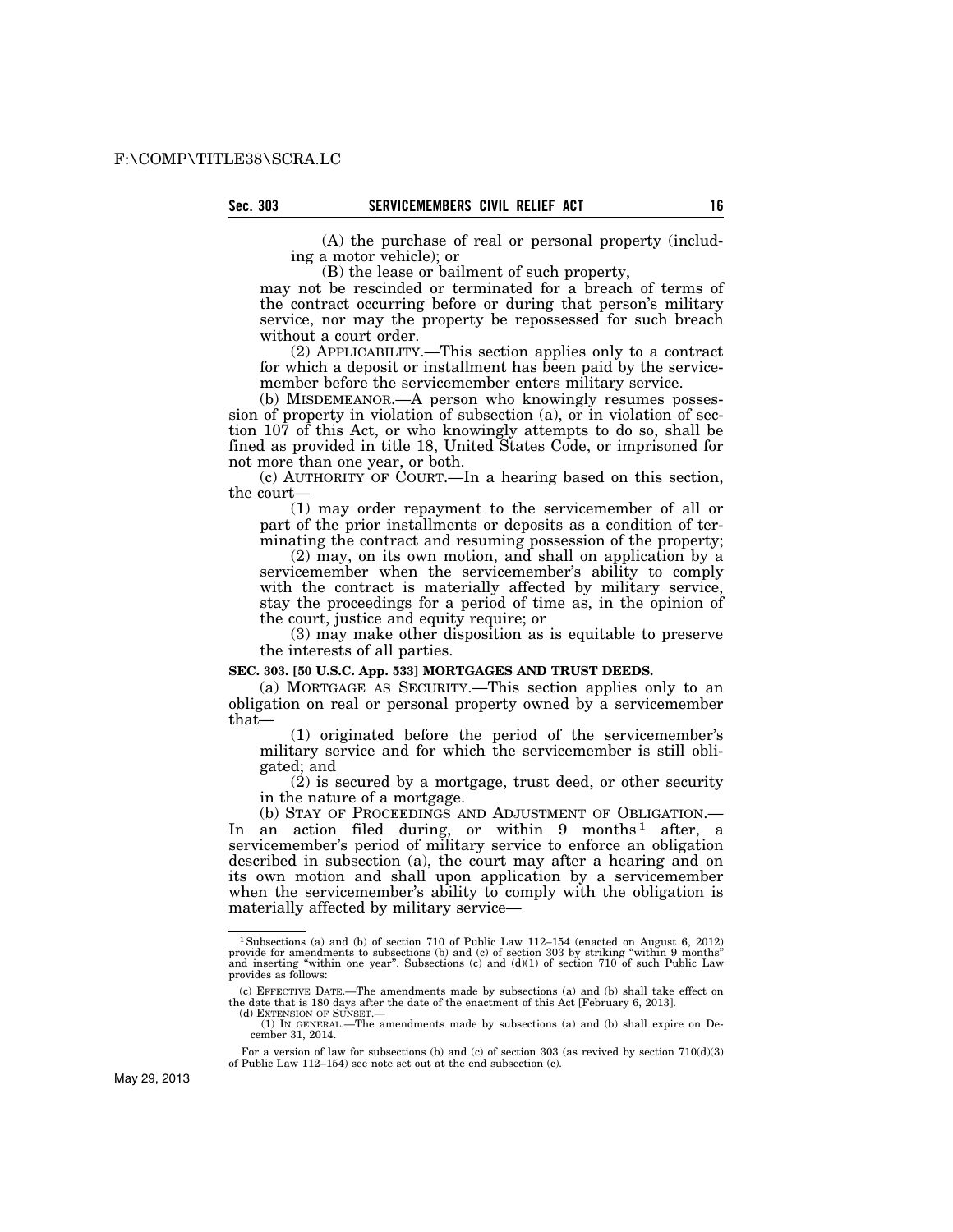(A) the purchase of real or personal property (including a motor vehicle); or

(B) the lease or bailment of such property,

may not be rescinded or terminated for a breach of terms of the contract occurring before or during that person's military service, nor may the property be repossessed for such breach without a court order.

(2) APPLICABILITY.—This section applies only to a contract for which a deposit or installment has been paid by the servicemember before the servicemember enters military service.

(b) MISDEMEANOR.—A person who knowingly resumes possession of property in violation of subsection (a), or in violation of section 107 of this Act, or who knowingly attempts to do so, shall be fined as provided in title 18, United States Code, or imprisoned for not more than one year, or both.

(c) AUTHORITY OF COURT.—In a hearing based on this section, the court—

(1) may order repayment to the servicemember of all or part of the prior installments or deposits as a condition of terminating the contract and resuming possession of the property;

(2) may, on its own motion, and shall on application by a servicemember when the servicemember's ability to comply with the contract is materially affected by military service, stay the proceedings for a period of time as, in the opinion of the court, justice and equity require; or

(3) may make other disposition as is equitable to preserve the interests of all parties.

**SEC. 303. [50 U.S.C. App. 533] MORTGAGES AND TRUST DEEDS.**

(a) MORTGAGE AS SECURITY.—This section applies only to an obligation on real or personal property owned by a servicemember that—

(1) originated before the period of the servicemember's military service and for which the servicemember is still obligated; and

(2) is secured by a mortgage, trust deed, or other security in the nature of a mortgage.

(b) STAY OF PROCEEDINGS AND ADJUSTMENT OF OBLIGATION.—In an action filed during, or within 9 months[1] after, a servicemember's period of military service to enforce an obligation described in subsection (a), the court may after a hearing and on its own motion and shall upon application by a servicemember when the servicemember's ability to comply with the obligation is materially affected by military service—

---

[1] Subsections (a) and (b) of section 710 of Public Law 112–154 (enacted on August 6, 2012) provide for amendments to subsections (b) and (c) of section 303 by striking "within 9 months" and inserting "within one year". Subsections (c) and (d)(1) of section 710 of such Public Law provides as follows:

(c) EFFECTIVE DATE.—The amendments made by subsections (a) and (b) shall take effect on the date that is 180 days after the date of the enactment of this Act [February 6, 2013].

(d) EXTENSION OF SUNSET.—

(1) IN GENERAL.—The amendments made by subsections (a) and (b) shall expire on December 31, 2014.

For a version of law for subsections (b) and (c) of section 303 (as revived by section 710(d)(3) of Public Law 112–154) see note set out at the end subsection (c).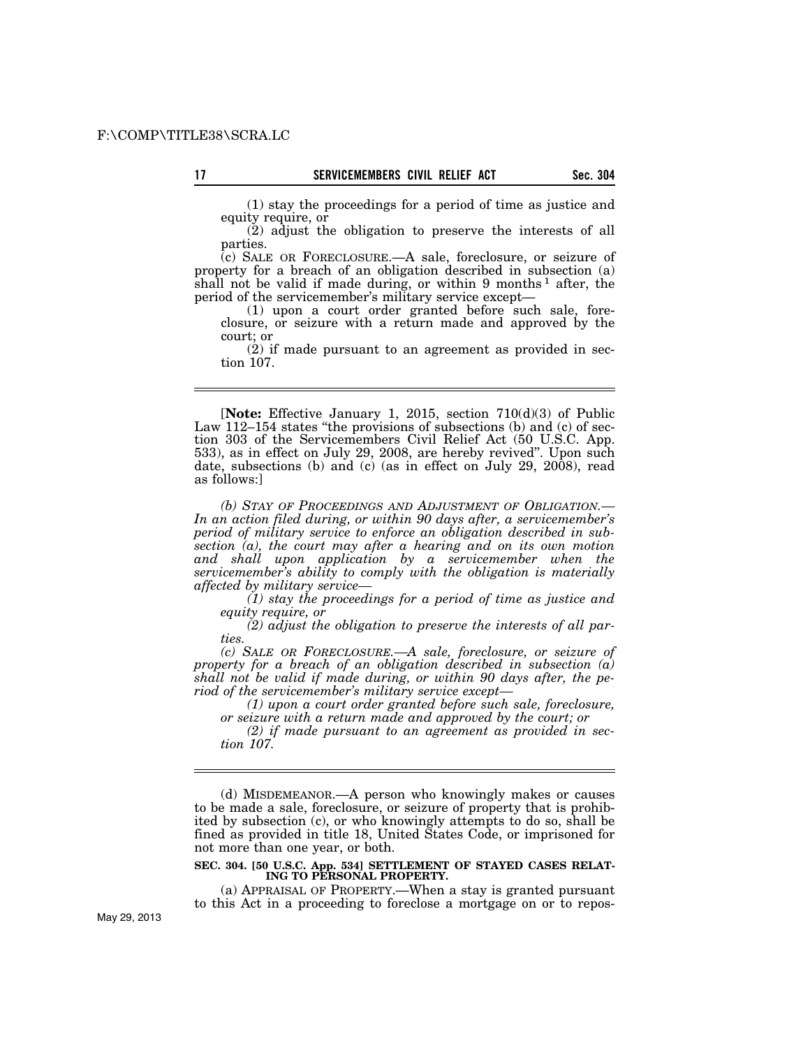(1) stay the proceedings for a period of time as justice and equity require, or

(2) adjust the obligation to preserve the interests of all parties.

(c) SALE OR FORECLOSURE.—A sale, foreclosure, or seizure of property for a breach of an obligation described in subsection (a) shall not be valid if made during, or within 9 months[1] after, the period of the servicemember's military service except—

(1) upon a court order granted before such sale, foreclosure, or seizure with a return made and approved by the court; or

(2) if made pursuant to an agreement as provided in section 107.

---

[**Note:** Effective January 1, 2015, section 710(d)(3) of Public Law 112–154 states "the provisions of subsections (b) and (c) of section 303 of the Servicemembers Civil Relief Act (50 U.S.C. App. 533), as in effect on July 29, 2008, are hereby revived". Upon such date, subsections (b) and (c) (as in effect on July 29, 2008), read as follows:]

*(b) STAY OF PROCEEDINGS AND ADJUSTMENT OF OBLIGATION.— In an action filed during, or within 90 days after, a servicemember's period of military service to enforce an obligation described in subsection (a), the court may after a hearing and on its own motion and shall upon application by a servicemember when the servicemember's ability to comply with the obligation is materially affected by military service—*

*(1) stay the proceedings for a period of time as justice and equity require, or*

*(2) adjust the obligation to preserve the interests of all parties.*

*(c) SALE OR FORECLOSURE.—A sale, foreclosure, or seizure of property for a breach of an obligation described in subsection (a) shall not be valid if made during, or within 90 days after, the period of the servicemember's military service except—*

*(1) upon a court order granted before such sale, foreclosure, or seizure with a return made and approved by the court; or*

*(2) if made pursuant to an agreement as provided in section 107.*

---

(d) MISDEMEANOR.—A person who knowingly makes or causes to be made a sale, foreclosure, or seizure of property that is prohibited by subsection (c), or who knowingly attempts to do so, shall be fined as provided in title 18, United States Code, or imprisoned for not more than one year, or both.

**SEC. 304. [50 U.S.C. App. 534] SETTLEMENT OF STAYED CASES RELATING TO PERSONAL PROPERTY.**

(a) APPRAISAL OF PROPERTY.—When a stay is granted pursuant to this Act in a proceeding to foreclose a mortgage on or to repos-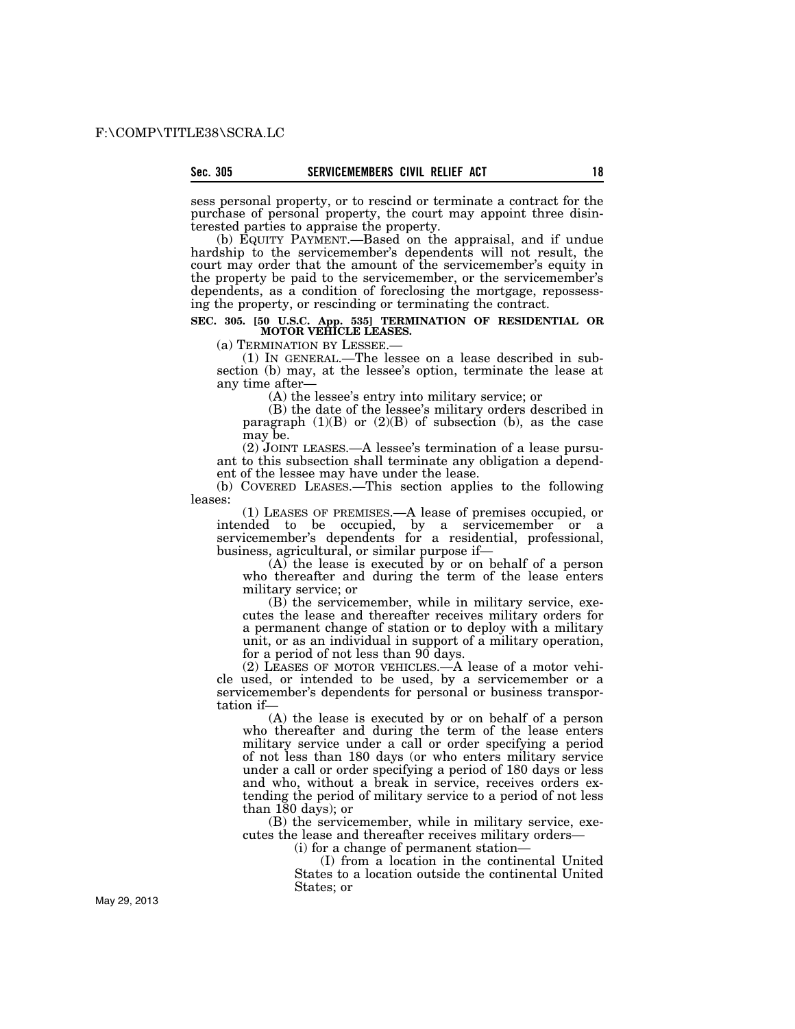sess personal property, or to rescind or terminate a contract for the purchase of personal property, the court may appoint three disinterested parties to appraise the property.

(b) EQUITY PAYMENT.—Based on the appraisal, and if undue hardship to the servicemember's dependents will not result, the court may order that the amount of the servicemember's equity in the property be paid to the servicemember, or the servicemember's dependents, as a condition of foreclosing the mortgage, repossessing the property, or rescinding or terminating the contract.

**SEC. 305. [50 U.S.C. App. 535] TERMINATION OF RESIDENTIAL OR MOTOR VEHICLE LEASES.**

(a) TERMINATION BY LESSEE.—

(1) IN GENERAL.—The lessee on a lease described in subsection (b) may, at the lessee's option, terminate the lease at any time after—

(A) the lessee's entry into military service; or

(B) the date of the lessee's military orders described in paragraph (1)(B) or (2)(B) of subsection (b), as the case may be.

(2) JOINT LEASES.—A lessee's termination of a lease pursuant to this subsection shall terminate any obligation a dependent of the lessee may have under the lease.

(b) COVERED LEASES.—This section applies to the following leases:

(1) LEASES OF PREMISES.—A lease of premises occupied, or intended to be occupied, by a servicemember or a servicemember's dependents for a residential, professional, business, agricultural, or similar purpose if—

(A) the lease is executed by or on behalf of a person who thereafter and during the term of the lease enters military service; or

(B) the servicemember, while in military service, executes the lease and thereafter receives military orders for a permanent change of station or to deploy with a military unit, or as an individual in support of a military operation, for a period of not less than 90 days.

(2) LEASES OF MOTOR VEHICLES.—A lease of a motor vehicle used, or intended to be used, by a servicemember or a servicemember's dependents for personal or business transportation if—

(A) the lease is executed by or on behalf of a person who thereafter and during the term of the lease enters military service under a call or order specifying a period of not less than 180 days (or who enters military service under a call or order specifying a period of 180 days or less and who, without a break in service, receives orders extending the period of military service to a period of not less than 180 days); or

(B) the servicemember, while in military service, executes the lease and thereafter receives military orders—

(i) for a change of permanent station—

(I) from a location in the continental United States to a location outside the continental United States; or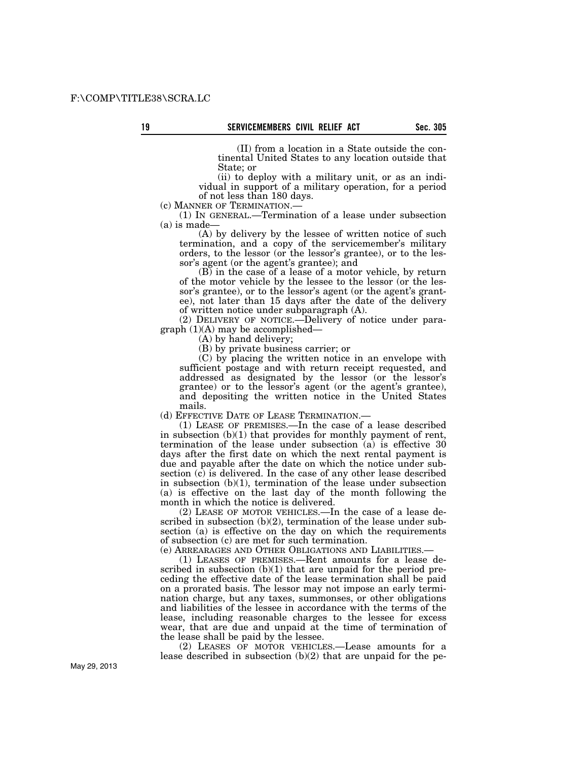(II) from a location in a State outside the continental United States to any location outside that State; or

(ii) to deploy with a military unit, or as an individual in support of a military operation, for a period of not less than 180 days.

(c) MANNER OF TERMINATION.—

(1) IN GENERAL.—Termination of a lease under subsection (a) is made—

(A) by delivery by the lessee of written notice of such termination, and a copy of the servicemember's military orders, to the lessor (or the lessor's grantee), or to the lessor's agent (or the agent's grantee); and

(B) in the case of a lease of a motor vehicle, by return of the motor vehicle by the lessee to the lessor (or the lessor's grantee), or to the lessor's agent (or the agent's grantee), not later than 15 days after the date of the delivery of written notice under subparagraph (A).

(2) DELIVERY OF NOTICE.—Delivery of notice under paragraph (1)(A) may be accomplished—

(A) by hand delivery;

(B) by private business carrier; or

(C) by placing the written notice in an envelope with sufficient postage and with return receipt requested, and addressed as designated by the lessor (or the lessor's grantee) or to the lessor's agent (or the agent's grantee), and depositing the written notice in the United States mails.

(d) EFFECTIVE DATE OF LEASE TERMINATION.—

(1) LEASE OF PREMISES.—In the case of a lease described in subsection (b)(1) that provides for monthly payment of rent, termination of the lease under subsection (a) is effective 30 days after the first date on which the next rental payment is due and payable after the date on which the notice under subsection (c) is delivered. In the case of any other lease described in subsection (b)(1), termination of the lease under subsection (a) is effective on the last day of the month following the month in which the notice is delivered.

(2) LEASE OF MOTOR VEHICLES.—In the case of a lease described in subsection (b)(2), termination of the lease under subsection (a) is effective on the day on which the requirements of subsection (c) are met for such termination.

(e) ARREARAGES AND OTHER OBLIGATIONS AND LIABILITIES.—

(1) LEASES OF PREMISES.—Rent amounts for a lease described in subsection (b)(1) that are unpaid for the period preceding the effective date of the lease termination shall be paid on a prorated basis. The lessor may not impose an early termination charge, but any taxes, summonses, or other obligations and liabilities of the lessee in accordance with the terms of the lease, including reasonable charges to the lessee for excess wear, that are due and unpaid at the time of termination of the lease shall be paid by the lessee.

(2) LEASES OF MOTOR VEHICLES.—Lease amounts for a lease described in subsection (b)(2) that are unpaid for the pe-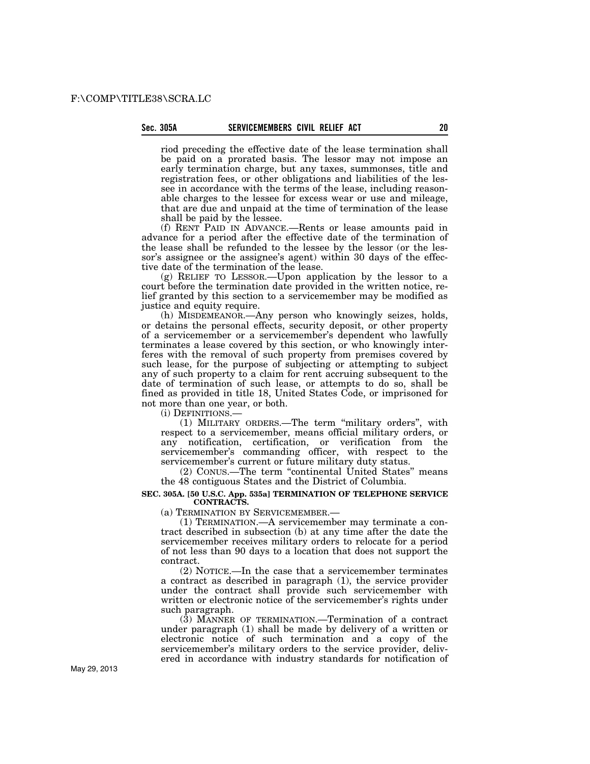riod preceding the effective date of the lease termination shall be paid on a prorated basis. The lessor may not impose an early termination charge, but any taxes, summonses, title and registration fees, or other obligations and liabilities of the lessee in accordance with the terms of the lease, including reasonable charges to the lessee for excess wear or use and mileage, that are due and unpaid at the time of termination of the lease shall be paid by the lessee.

(f) RENT PAID IN ADVANCE.—Rents or lease amounts paid in advance for a period after the effective date of the termination of the lease shall be refunded to the lessee by the lessor (or the lessor's assignee or the assignee's agent) within 30 days of the effective date of the termination of the lease.

(g) RELIEF TO LESSOR.—Upon application by the lessor to a court before the termination date provided in the written notice, relief granted by this section to a servicemember may be modified as justice and equity require.

(h) MISDEMEANOR.—Any person who knowingly seizes, holds, or detains the personal effects, security deposit, or other property of a servicemember or a servicemember's dependent who lawfully terminates a lease covered by this section, or who knowingly interferes with the removal of such property from premises covered by such lease, for the purpose of subjecting or attempting to subject any of such property to a claim for rent accruing subsequent to the date of termination of such lease, or attempts to do so, shall be fined as provided in title 18, United States Code, or imprisoned for not more than one year, or both.

(i) DEFINITIONS.—

(1) MILITARY ORDERS.—The term "military orders", with respect to a servicemember, means official military orders, or any notification, certification, or verification from the servicemember's commanding officer, with respect to the servicemember's current or future military duty status.

(2) CONUS.—The term "continental United States" means the 48 contiguous States and the District of Columbia.

**SEC. 305A. [50 U.S.C. App. 535a] TERMINATION OF TELEPHONE SERVICE CONTRACTS.**

(a) TERMINATION BY SERVICEMEMBER.—

(1) TERMINATION.—A servicemember may terminate a contract described in subsection (b) at any time after the date the servicemember receives military orders to relocate for a period of not less than 90 days to a location that does not support the contract.

(2) NOTICE.—In the case that a servicemember terminates a contract as described in paragraph (1), the service provider under the contract shall provide such servicemember with written or electronic notice of the servicemember's rights under such paragraph.

(3) MANNER OF TERMINATION.—Termination of a contract under paragraph (1) shall be made by delivery of a written or electronic notice of such termination and a copy of the servicemember's military orders to the service provider, delivered in accordance with industry standards for notification of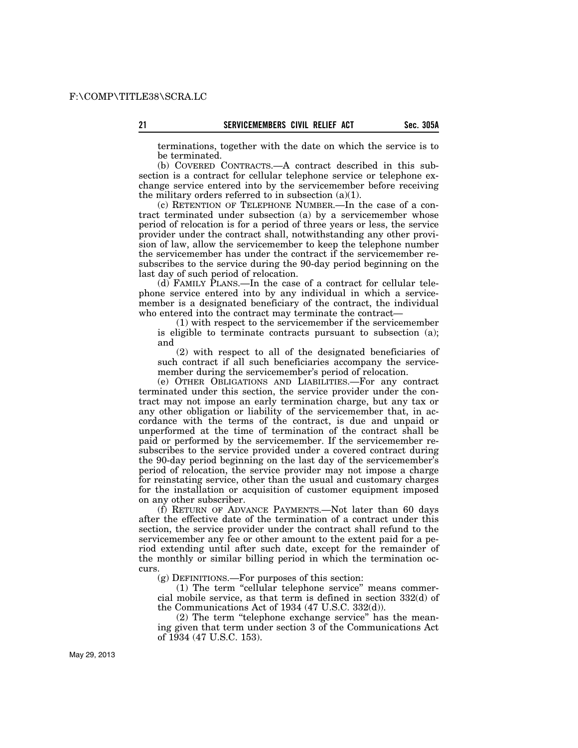terminations, together with the date on which the service is to be terminated.

(b) COVERED CONTRACTS.—A contract described in this subsection is a contract for cellular telephone service or telephone exchange service entered into by the servicemember before receiving the military orders referred to in subsection (a)(1).

(c) RETENTION OF TELEPHONE NUMBER.—In the case of a contract terminated under subsection (a) by a servicemember whose period of relocation is for a period of three years or less, the service provider under the contract shall, notwithstanding any other provision of law, allow the servicemember to keep the telephone number the servicemember has under the contract if the servicemember resubscribes to the service during the 90-day period beginning on the last day of such period of relocation.

(d) FAMILY PLANS.—In the case of a contract for cellular telephone service entered into by any individual in which a servicemember is a designated beneficiary of the contract, the individual who entered into the contract may terminate the contract—

(1) with respect to the servicemember if the servicemember is eligible to terminate contracts pursuant to subsection (a); and

(2) with respect to all of the designated beneficiaries of such contract if all such beneficiaries accompany the servicemember during the servicemember's period of relocation.

(e) OTHER OBLIGATIONS AND LIABILITIES.—For any contract terminated under this section, the service provider under the contract may not impose an early termination charge, but any tax or any other obligation or liability of the servicemember that, in accordance with the terms of the contract, is due and unpaid or unperformed at the time of termination of the contract shall be paid or performed by the servicemember. If the servicemember resubscribes to the service provided under a covered contract during the 90-day period beginning on the last day of the servicemember's period of relocation, the service provider may not impose a charge for reinstating service, other than the usual and customary charges for the installation or acquisition of customer equipment imposed on any other subscriber.

(f) RETURN OF ADVANCE PAYMENTS.—Not later than 60 days after the effective date of the termination of a contract under this section, the service provider under the contract shall refund to the servicemember any fee or other amount to the extent paid for a period extending until after such date, except for the remainder of the monthly or similar billing period in which the termination occurs.

(g) DEFINITIONS.—For purposes of this section:

(1) The term "cellular telephone service" means commercial mobile service, as that term is defined in section 332(d) of the Communications Act of 1934 (47 U.S.C. 332(d)).

(2) The term "telephone exchange service" has the meaning given that term under section 3 of the Communications Act of 1934 (47 U.S.C. 153).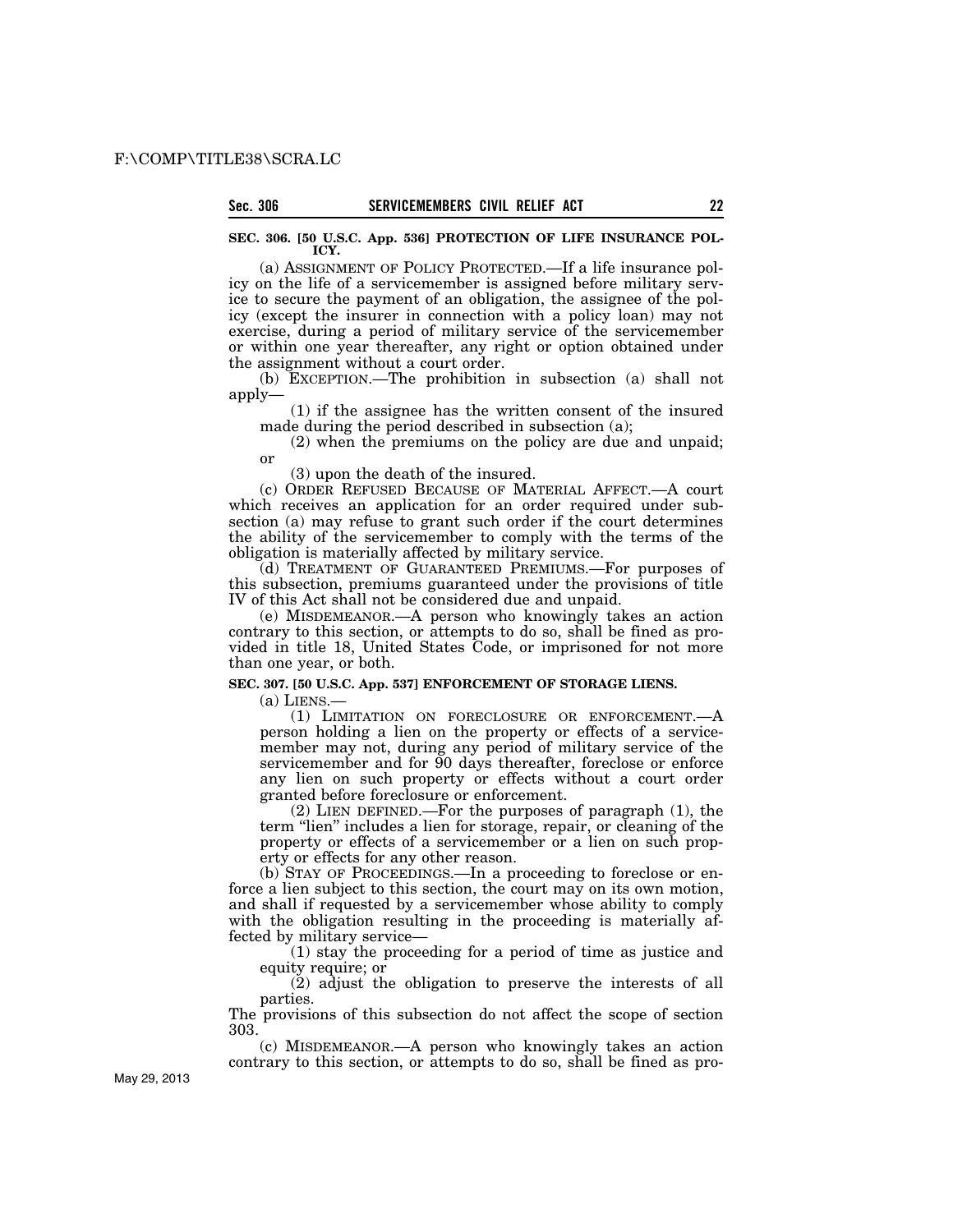### SEC. 306. [50 U.S.C. App. 536] PROTECTION OF LIFE INSURANCE POLICY.

(a) ASSIGNMENT OF POLICY PROTECTED.—If a life insurance policy on the life of a servicemember is assigned before military service to secure the payment of an obligation, the assignee of the policy (except the insurer in connection with a policy loan) may not exercise, during a period of military service of the servicemember or within one year thereafter, any right or option obtained under the assignment without a court order.

(b) EXCEPTION.—The prohibition in subsection (a) shall not apply—

(1) if the assignee has the written consent of the insured made during the period described in subsection (a);

(2) when the premiums on the policy are due and unpaid; or

(3) upon the death of the insured.

(c) ORDER REFUSED BECAUSE OF MATERIAL AFFECT.—A court which receives an application for an order required under subsection (a) may refuse to grant such order if the court determines the ability of the servicemember to comply with the terms of the obligation is materially affected by military service.

(d) TREATMENT OF GUARANTEED PREMIUMS.—For purposes of this subsection, premiums guaranteed under the provisions of title IV of this Act shall not be considered due and unpaid.

(e) MISDEMEANOR.—A person who knowingly takes an action contrary to this section, or attempts to do so, shall be fined as provided in title 18, United States Code, or imprisoned for not more than one year, or both.

### SEC. 307. [50 U.S.C. App. 537] ENFORCEMENT OF STORAGE LIENS.

(a) LIENS.—

(1) LIMITATION ON FORECLOSURE OR ENFORCEMENT.—A person holding a lien on the property or effects of a servicemember may not, during any period of military service of the servicemember and for 90 days thereafter, foreclose or enforce any lien on such property or effects without a court order granted before foreclosure or enforcement.

(2) LIEN DEFINED.—For the purposes of paragraph (1), the term "lien" includes a lien for storage, repair, or cleaning of the property or effects of a servicemember or a lien on such property or effects for any other reason.

(b) STAY OF PROCEEDINGS.—In a proceeding to foreclose or enforce a lien subject to this section, the court may on its own motion, and shall if requested by a servicemember whose ability to comply with the obligation resulting in the proceeding is materially affected by military service—

(1) stay the proceeding for a period of time as justice and equity require; or

(2) adjust the obligation to preserve the interests of all parties.

The provisions of this subsection do not affect the scope of section 303.

(c) MISDEMEANOR.—A person who knowingly takes an action contrary to this section, or attempts to do so, shall be fined as pro-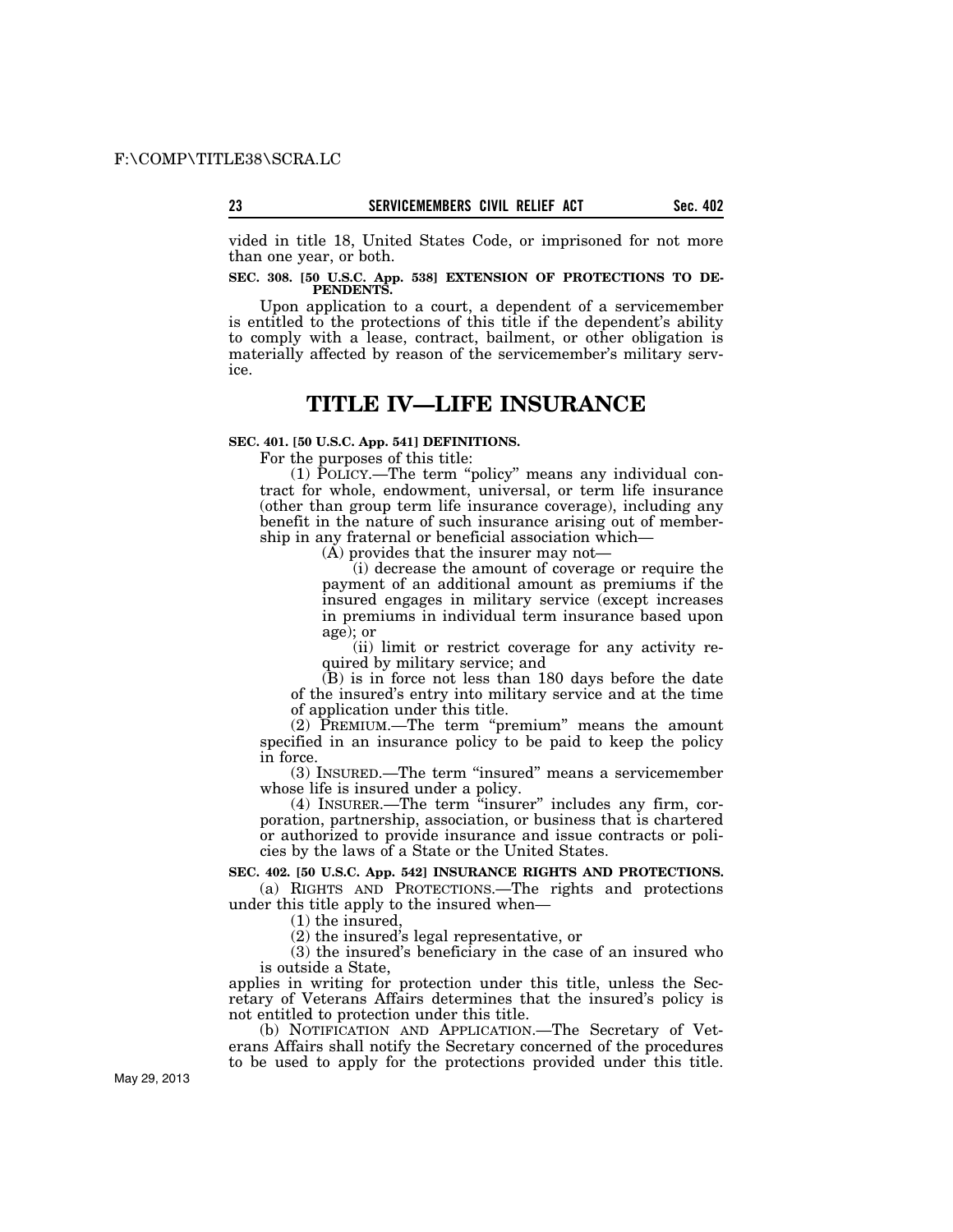vided in title 18, United States Code, or imprisoned for not more than one year, or both.

**SEC. 308. [50 U.S.C. App. 538] EXTENSION OF PROTECTIONS TO DEPENDENTS.**

Upon application to a court, a dependent of a servicemember is entitled to the protections of this title if the dependent's ability to comply with a lease, contract, bailment, or other obligation is materially affected by reason of the servicemember's military service.

# TITLE IV—LIFE INSURANCE

**SEC. 401. [50 U.S.C. App. 541] DEFINITIONS.**

For the purposes of this title:

(1) POLICY.—The term "policy" means any individual contract for whole, endowment, universal, or term life insurance (other than group term life insurance coverage), including any benefit in the nature of such insurance arising out of membership in any fraternal or beneficial association which—

(A) provides that the insurer may not—

(i) decrease the amount of coverage or require the payment of an additional amount as premiums if the insured engages in military service (except increases in premiums in individual term insurance based upon age); or

(ii) limit or restrict coverage for any activity required by military service; and

(B) is in force not less than 180 days before the date of the insured's entry into military service and at the time of application under this title.

(2) PREMIUM.—The term "premium" means the amount specified in an insurance policy to be paid to keep the policy in force.

(3) INSURED.—The term "insured" means a servicemember whose life is insured under a policy.

(4) INSURER.—The term "insurer" includes any firm, corporation, partnership, association, or business that is chartered or authorized to provide insurance and issue contracts or policies by the laws of a State or the United States.

**SEC. 402. [50 U.S.C. App. 542] INSURANCE RIGHTS AND PROTECTIONS.**

(a) RIGHTS AND PROTECTIONS.—The rights and protections under this title apply to the insured when—

(1) the insured,

(2) the insured's legal representative, or

(3) the insured's beneficiary in the case of an insured who is outside a State,

applies in writing for protection under this title, unless the Secretary of Veterans Affairs determines that the insured's policy is not entitled to protection under this title.

(b) NOTIFICATION AND APPLICATION.—The Secretary of Veterans Affairs shall notify the Secretary concerned of the procedures to be used to apply for the protections provided under this title.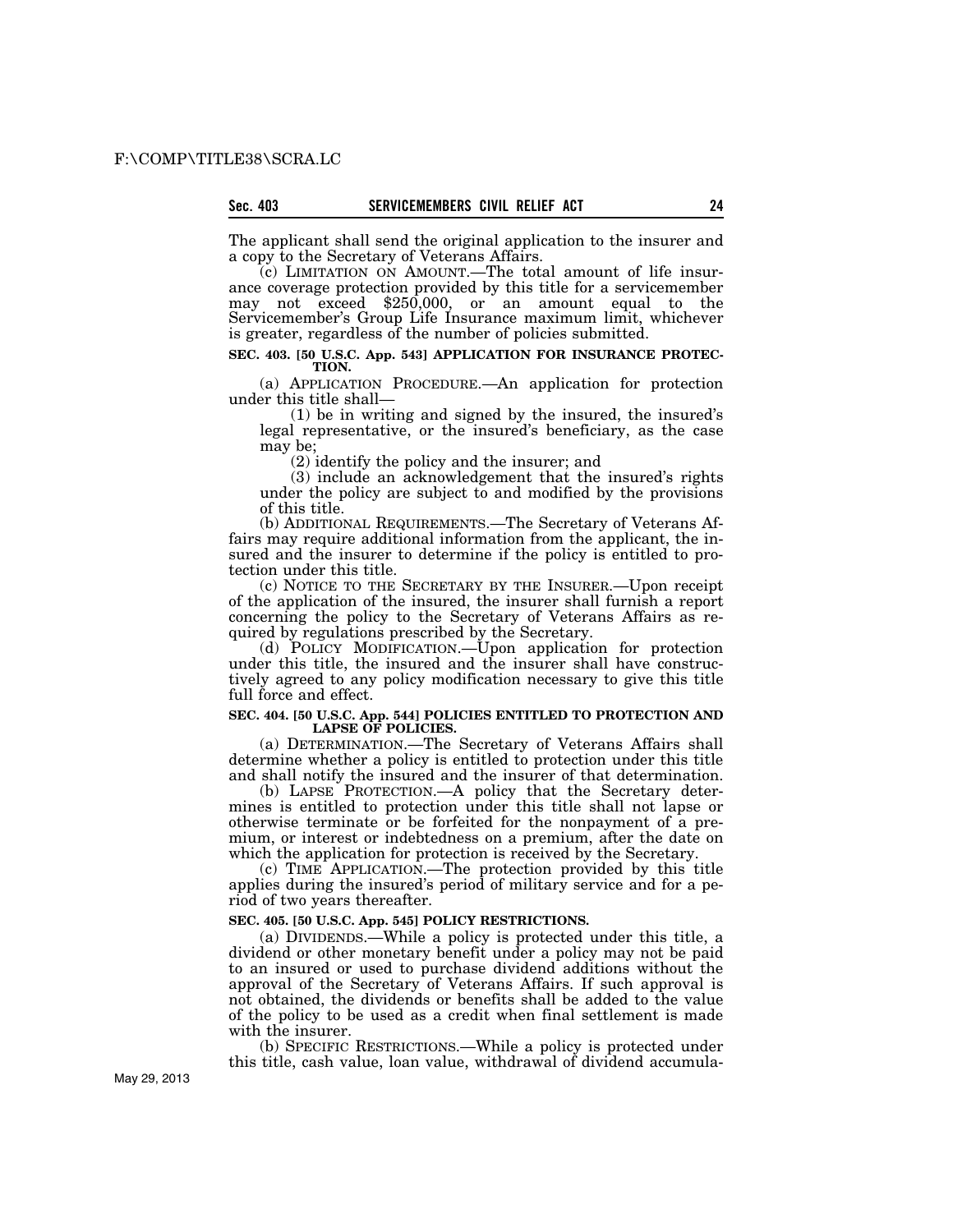The applicant shall send the original application to the insurer and a copy to the Secretary of Veterans Affairs.

(c) LIMITATION ON AMOUNT.—The total amount of life insurance coverage protection provided by this title for a servicemember may not exceed $250,000, or an amount equal to the Servicemember's Group Life Insurance maximum limit, whichever is greater, regardless of the number of policies submitted.

**SEC. 403. [50 U.S.C. App. 543] APPLICATION FOR INSURANCE PROTECTION.**

(a) APPLICATION PROCEDURE.—An application for protection under this title shall—

(1) be in writing and signed by the insured, the insured's legal representative, or the insured's beneficiary, as the case may be;

(2) identify the policy and the insurer; and

(3) include an acknowledgement that the insured's rights under the policy are subject to and modified by the provisions of this title.

(b) ADDITIONAL REQUIREMENTS.—The Secretary of Veterans Affairs may require additional information from the applicant, the insured and the insurer to determine if the policy is entitled to protection under this title.

(c) NOTICE TO THE SECRETARY BY THE INSURER.—Upon receipt of the application of the insured, the insurer shall furnish a report concerning the policy to the Secretary of Veterans Affairs as required by regulations prescribed by the Secretary.

(d) POLICY MODIFICATION.—Upon application for protection under this title, the insured and the insurer shall have constructively agreed to any policy modification necessary to give this title full force and effect.

**SEC. 404. [50 U.S.C. App. 544] POLICIES ENTITLED TO PROTECTION AND LAPSE OF POLICIES.**

(a) DETERMINATION.—The Secretary of Veterans Affairs shall determine whether a policy is entitled to protection under this title and shall notify the insured and the insurer of that determination.

(b) LAPSE PROTECTION.—A policy that the Secretary determines is entitled to protection under this title shall not lapse or otherwise terminate or be forfeited for the nonpayment of a premium, or interest or indebtedness on a premium, after the date on which the application for protection is received by the Secretary.

(c) TIME APPLICATION.—The protection provided by this title applies during the insured's period of military service and for a period of two years thereafter.

**SEC. 405. [50 U.S.C. App. 545] POLICY RESTRICTIONS.**

(a) DIVIDENDS.—While a policy is protected under this title, a dividend or other monetary benefit under a policy may not be paid to an insured or used to purchase dividend additions without the approval of the Secretary of Veterans Affairs. If such approval is not obtained, the dividends or benefits shall be added to the value of the policy to be used as a credit when final settlement is made with the insurer.

(b) SPECIFIC RESTRICTIONS.—While a policy is protected under this title, cash value, loan value, withdrawal of dividend accumula-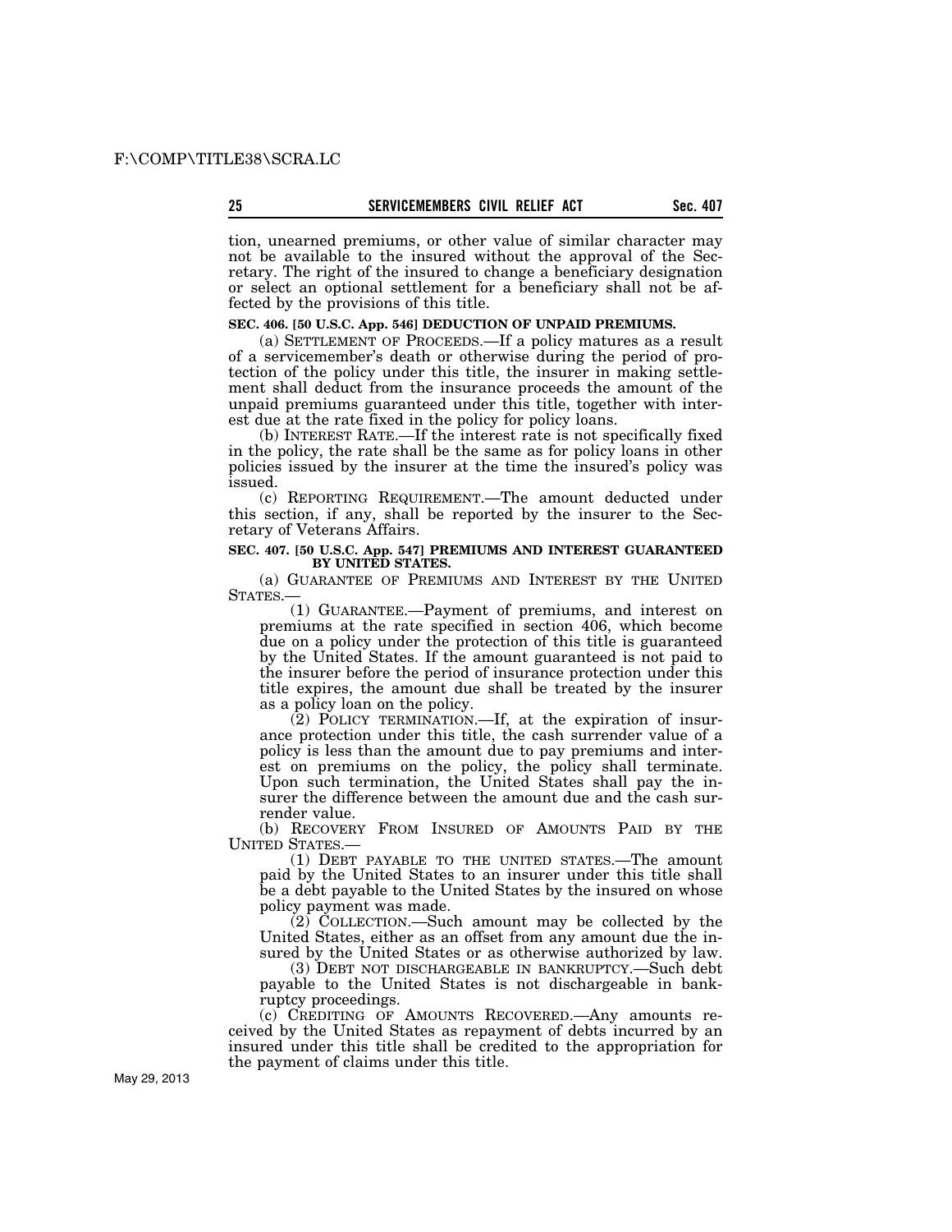tion, unearned premiums, or other value of similar character may not be available to the insured without the approval of the Secretary. The right of the insured to change a beneficiary designation or select an optional settlement for a beneficiary shall not be affected by the provisions of this title.

**SEC. 406. [50 U.S.C. App. 546] DEDUCTION OF UNPAID PREMIUMS.**

(a) SETTLEMENT OF PROCEEDS.—If a policy matures as a result of a servicemember's death or otherwise during the period of protection of the policy under this title, the insurer in making settlement shall deduct from the insurance proceeds the amount of the unpaid premiums guaranteed under this title, together with interest due at the rate fixed in the policy for policy loans.

(b) INTEREST RATE.—If the interest rate is not specifically fixed in the policy, the rate shall be the same as for policy loans in other policies issued by the insurer at the time the insured's policy was issued.

(c) REPORTING REQUIREMENT.—The amount deducted under this section, if any, shall be reported by the insurer to the Secretary of Veterans Affairs.

**SEC. 407. [50 U.S.C. App. 547] PREMIUMS AND INTEREST GUARANTEED BY UNITED STATES.**

(a) GUARANTEE OF PREMIUMS AND INTEREST BY THE UNITED STATES.—

(1) GUARANTEE.—Payment of premiums, and interest on premiums at the rate specified in section 406, which become due on a policy under the protection of this title is guaranteed by the United States. If the amount guaranteed is not paid to the insurer before the period of insurance protection under this title expires, the amount due shall be treated by the insurer as a policy loan on the policy.

(2) POLICY TERMINATION.—If, at the expiration of insurance protection under this title, the cash surrender value of a policy is less than the amount due to pay premiums and interest on premiums on the policy, the policy shall terminate. Upon such termination, the United States shall pay the insurer the difference between the amount due and the cash surrender value.

(b) RECOVERY FROM INSURED OF AMOUNTS PAID BY THE UNITED STATES.—

(1) DEBT PAYABLE TO THE UNITED STATES.—The amount paid by the United States to an insurer under this title shall be a debt payable to the United States by the insured on whose policy payment was made.

(2) COLLECTION.—Such amount may be collected by the United States, either as an offset from any amount due the insured by the United States or as otherwise authorized by law.

(3) DEBT NOT DISCHARGEABLE IN BANKRUPTCY.—Such debt payable to the United States is not dischargeable in bankruptcy proceedings.

(c) CREDITING OF AMOUNTS RECOVERED.—Any amounts received by the United States as repayment of debts incurred by an insured under this title shall be credited to the appropriation for the payment of claims under this title.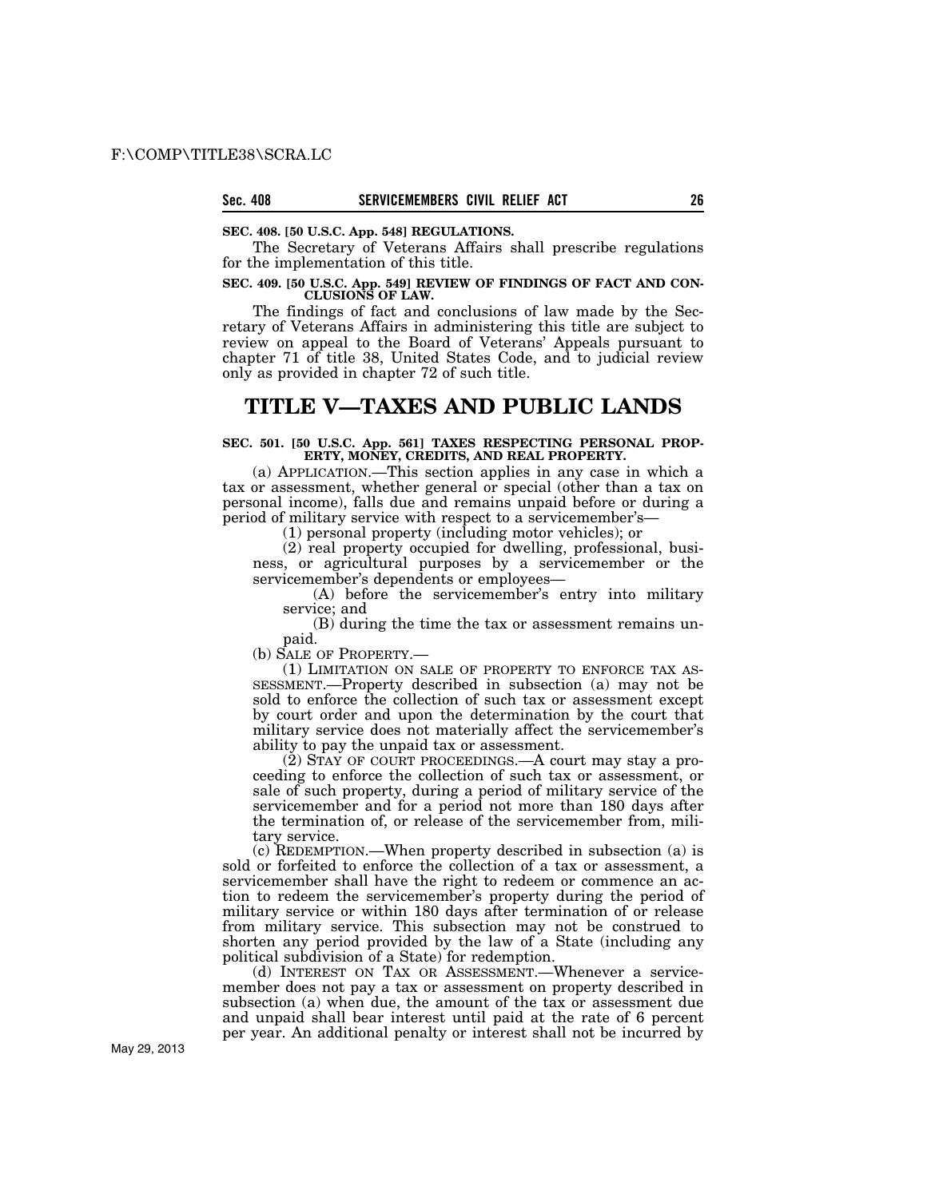**SEC. 408. [50 U.S.C. App. 548] REGULATIONS.**

The Secretary of Veterans Affairs shall prescribe regulations for the implementation of this title.

**SEC. 409. [50 U.S.C. App. 549] REVIEW OF FINDINGS OF FACT AND CONCLUSIONS OF LAW.**

The findings of fact and conclusions of law made by the Secretary of Veterans Affairs in administering this title are subject to review on appeal to the Board of Veterans' Appeals pursuant to chapter 71 of title 38, United States Code, and to judicial review only as provided in chapter 72 of such title.

# TITLE V—TAXES AND PUBLIC LANDS

**SEC. 501. [50 U.S.C. App. 561] TAXES RESPECTING PERSONAL PROPERTY, MONEY, CREDITS, AND REAL PROPERTY.**

(a) APPLICATION.—This section applies in any case in which a tax or assessment, whether general or special (other than a tax on personal income), falls due and remains unpaid before or during a period of military service with respect to a servicemember's—

(1) personal property (including motor vehicles); or

(2) real property occupied for dwelling, professional, business, or agricultural purposes by a servicemember or the servicemember's dependents or employees—

(A) before the servicemember's entry into military service; and

(B) during the time the tax or assessment remains unpaid.

(b) SALE OF PROPERTY.—

(1) LIMITATION ON SALE OF PROPERTY TO ENFORCE TAX ASSESSMENT.—Property described in subsection (a) may not be sold to enforce the collection of such tax or assessment except by court order and upon the determination by the court that military service does not materially affect the servicemember's ability to pay the unpaid tax or assessment.

(2) STAY OF COURT PROCEEDINGS.—A court may stay a proceeding to enforce the collection of such tax or assessment, or sale of such property, during a period of military service of the servicemember and for a period not more than 180 days after the termination of, or release of the servicemember from, military service.

(c) REDEMPTION.—When property described in subsection (a) is sold or forfeited to enforce the collection of a tax or assessment, a servicemember shall have the right to redeem or commence an action to redeem the servicemember's property during the period of military service or within 180 days after termination of or release from military service. This subsection may not be construed to shorten any period provided by the law of a State (including any political subdivision of a State) for redemption.

(d) INTEREST ON TAX OR ASSESSMENT.—Whenever a servicemember does not pay a tax or assessment on property described in subsection (a) when due, the amount of the tax or assessment due and unpaid shall bear interest until paid at the rate of 6 percent per year. An additional penalty or interest shall not be incurred by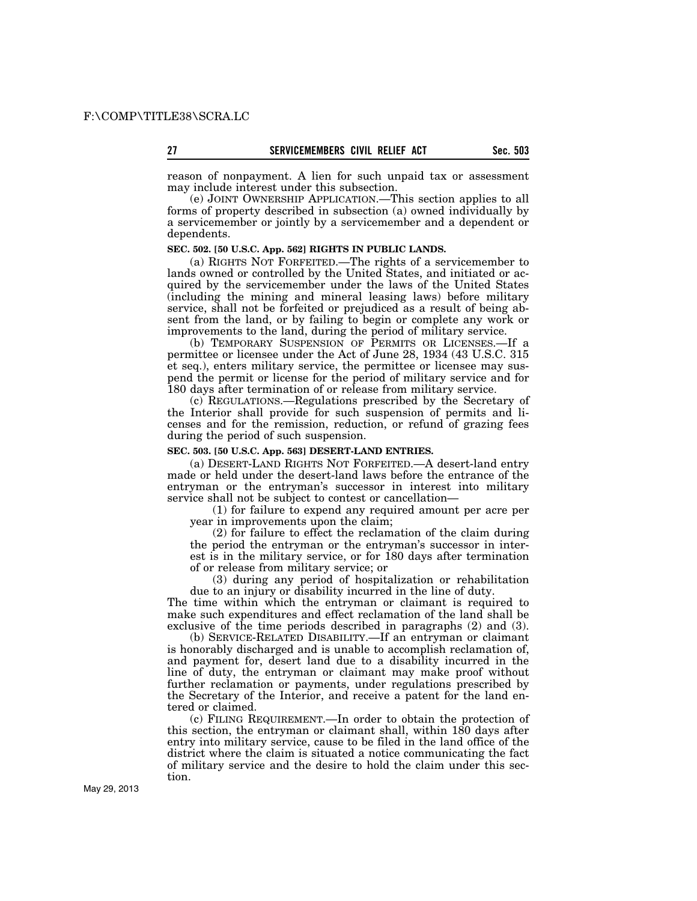reason of nonpayment. A lien for such unpaid tax or assessment may include interest under this subsection.

(e) JOINT OWNERSHIP APPLICATION.—This section applies to all forms of property described in subsection (a) owned individually by a servicemember or jointly by a servicemember and a dependent or dependents.

**SEC. 502. [50 U.S.C. App. 562] RIGHTS IN PUBLIC LANDS.**

(a) RIGHTS NOT FORFEITED.—The rights of a servicemember to lands owned or controlled by the United States, and initiated or acquired by the servicemember under the laws of the United States (including the mining and mineral leasing laws) before military service, shall not be forfeited or prejudiced as a result of being absent from the land, or by failing to begin or complete any work or improvements to the land, during the period of military service.

(b) TEMPORARY SUSPENSION OF PERMITS OR LICENSES.—If a permittee or licensee under the Act of June 28, 1934 (43 U.S.C. 315 et seq.), enters military service, the permittee or licensee may suspend the permit or license for the period of military service and for 180 days after termination of or release from military service.

(c) REGULATIONS.—Regulations prescribed by the Secretary of the Interior shall provide for such suspension of permits and licenses and for the remission, reduction, or refund of grazing fees during the period of such suspension.

**SEC. 503. [50 U.S.C. App. 563] DESERT-LAND ENTRIES.**

(a) DESERT-LAND RIGHTS NOT FORFEITED.—A desert-land entry made or held under the desert-land laws before the entrance of the entryman or the entryman's successor in interest into military service shall not be subject to contest or cancellation—

(1) for failure to expend any required amount per acre per year in improvements upon the claim;

(2) for failure to effect the reclamation of the claim during the period the entryman or the entryman's successor in interest is in the military service, or for 180 days after termination of or release from military service; or

(3) during any period of hospitalization or rehabilitation due to an injury or disability incurred in the line of duty.

The time within which the entryman or claimant is required to make such expenditures and effect reclamation of the land shall be exclusive of the time periods described in paragraphs (2) and (3).

(b) SERVICE-RELATED DISABILITY.—If an entryman or claimant is honorably discharged and is unable to accomplish reclamation of, and payment for, desert land due to a disability incurred in the line of duty, the entryman or claimant may make proof without further reclamation or payments, under regulations prescribed by the Secretary of the Interior, and receive a patent for the land entered or claimed.

(c) FILING REQUIREMENT.—In order to obtain the protection of this section, the entryman or claimant shall, within 180 days after entry into military service, cause to be filed in the land office of the district where the claim is situated a notice communicating the fact of military service and the desire to hold the claim under this section.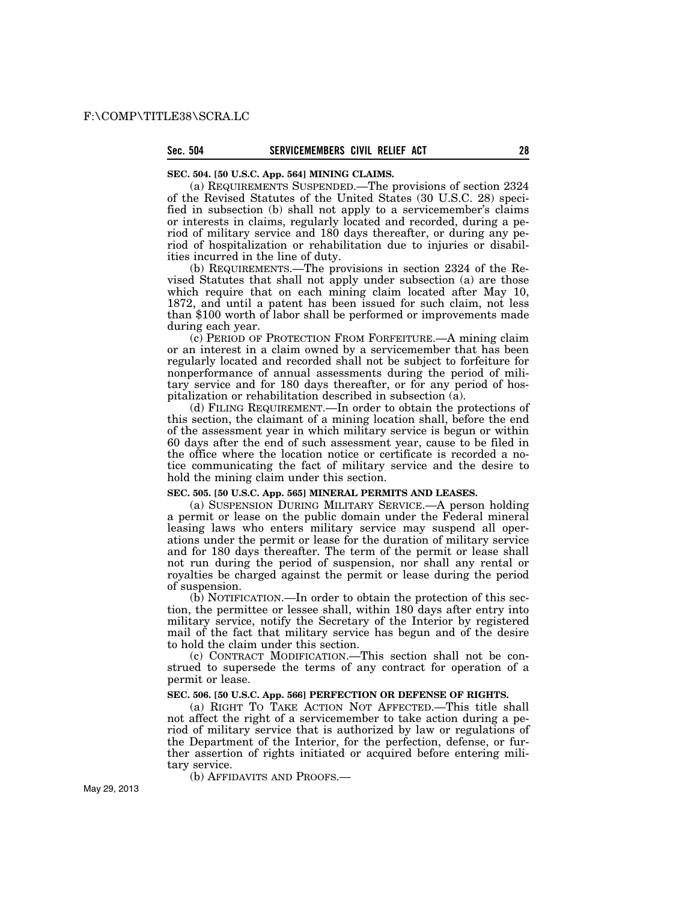**SEC. 504. [50 U.S.C. App. 564] MINING CLAIMS.**

(a) REQUIREMENTS SUSPENDED.—The provisions of section 2324 of the Revised Statutes of the United States (30 U.S.C. 28) specified in subsection (b) shall not apply to a servicemember's claims or interests in claims, regularly located and recorded, during a period of military service and 180 days thereafter, or during any period of hospitalization or rehabilitation due to injuries or disabilities incurred in the line of duty.

(b) REQUIREMENTS.—The provisions in section 2324 of the Revised Statutes that shall not apply under subsection (a) are those which require that on each mining claim located after May 10, 1872, and until a patent has been issued for such claim, not less than $100 worth of labor shall be performed or improvements made during each year.

(c) PERIOD OF PROTECTION FROM FORFEITURE.—A mining claim or an interest in a claim owned by a servicemember that has been regularly located and recorded shall not be subject to forfeiture for nonperformance of annual assessments during the period of military service and for 180 days thereafter, or for any period of hospitalization or rehabilitation described in subsection (a).

(d) FILING REQUIREMENT.—In order to obtain the protections of this section, the claimant of a mining location shall, before the end of the assessment year in which military service is begun or within 60 days after the end of such assessment year, cause to be filed in the office where the location notice or certificate is recorded a notice communicating the fact of military service and the desire to hold the mining claim under this section.

**SEC. 505. [50 U.S.C. App. 565] MINERAL PERMITS AND LEASES.**

(a) SUSPENSION DURING MILITARY SERVICE.—A person holding a permit or lease on the public domain under the Federal mineral leasing laws who enters military service may suspend all operations under the permit or lease for the duration of military service and for 180 days thereafter. The term of the permit or lease shall not run during the period of suspension, nor shall any rental or royalties be charged against the permit or lease during the period of suspension.

(b) NOTIFICATION.—In order to obtain the protection of this section, the permittee or lessee shall, within 180 days after entry into military service, notify the Secretary of the Interior by registered mail of the fact that military service has begun and of the desire to hold the claim under this section.

(c) CONTRACT MODIFICATION.—This section shall not be construed to supersede the terms of any contract for operation of a permit or lease.

**SEC. 506. [50 U.S.C. App. 566] PERFECTION OR DEFENSE OF RIGHTS.**

(a) RIGHT TO TAKE ACTION NOT AFFECTED.—This title shall not affect the right of a servicemember to take action during a period of military service that is authorized by law or regulations of the Department of the Interior, for the perfection, defense, or further assertion of rights initiated or acquired before entering military service.

(b) AFFIDAVITS AND PROOFS.—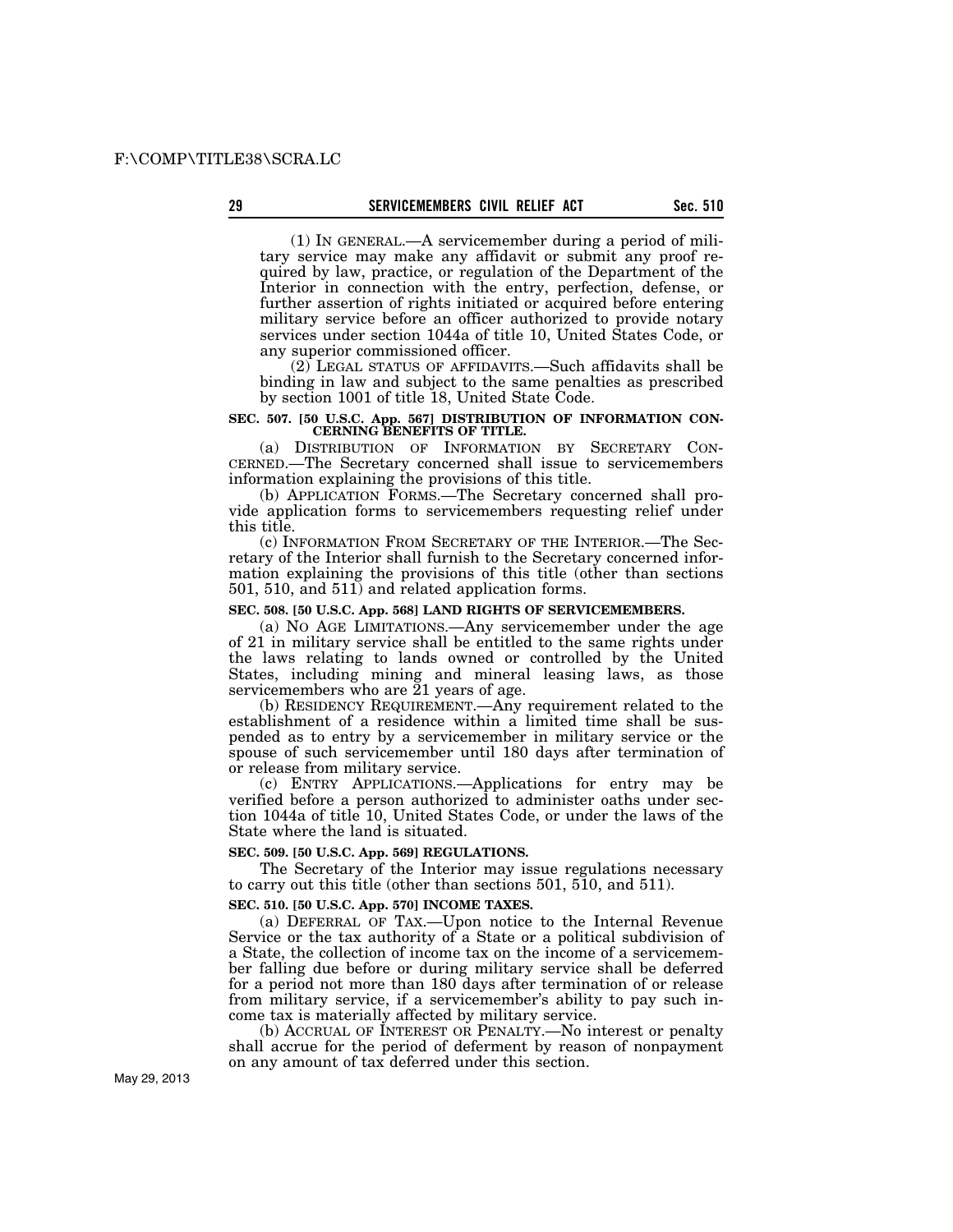(1) IN GENERAL.—A servicemember during a period of military service may make any affidavit or submit any proof required by law, practice, or regulation of the Department of the Interior in connection with the entry, perfection, defense, or further assertion of rights initiated or acquired before entering military service before an officer authorized to provide notary services under section 1044a of title 10, United States Code, or any superior commissioned officer.

(2) LEGAL STATUS OF AFFIDAVITS.—Such affidavits shall be binding in law and subject to the same penalties as prescribed by section 1001 of title 18, United State Code.

**SEC. 507. [50 U.S.C. App. 567] DISTRIBUTION OF INFORMATION CONCERNING BENEFITS OF TITLE.**

(a) DISTRIBUTION OF INFORMATION BY SECRETARY CONCERNED.—The Secretary concerned shall issue to servicemembers information explaining the provisions of this title.

(b) APPLICATION FORMS.—The Secretary concerned shall provide application forms to servicemembers requesting relief under this title.

(c) INFORMATION FROM SECRETARY OF THE INTERIOR.—The Secretary of the Interior shall furnish to the Secretary concerned information explaining the provisions of this title (other than sections 501, 510, and 511) and related application forms.

**SEC. 508. [50 U.S.C. App. 568] LAND RIGHTS OF SERVICEMEMBERS.**

(a) NO AGE LIMITATIONS.—Any servicemember under the age of 21 in military service shall be entitled to the same rights under the laws relating to lands owned or controlled by the United States, including mining and mineral leasing laws, as those servicemembers who are 21 years of age.

(b) RESIDENCY REQUIREMENT.—Any requirement related to the establishment of a residence within a limited time shall be suspended as to entry by a servicemember in military service or the spouse of such servicemember until 180 days after termination of or release from military service.

(c) ENTRY APPLICATIONS.—Applications for entry may be verified before a person authorized to administer oaths under section 1044a of title 10, United States Code, or under the laws of the State where the land is situated.

**SEC. 509. [50 U.S.C. App. 569] REGULATIONS.**

The Secretary of the Interior may issue regulations necessary to carry out this title (other than sections 501, 510, and 511).

**SEC. 510. [50 U.S.C. App. 570] INCOME TAXES.**

(a) DEFERRAL OF TAX.—Upon notice to the Internal Revenue Service or the tax authority of a State or a political subdivision of a State, the collection of income tax on the income of a servicemember falling due before or during military service shall be deferred for a period not more than 180 days after termination of or release from military service, if a servicemember's ability to pay such income tax is materially affected by military service.

(b) ACCRUAL OF INTEREST OR PENALTY.—No interest or penalty shall accrue for the period of deferment by reason of nonpayment on any amount of tax deferred under this section.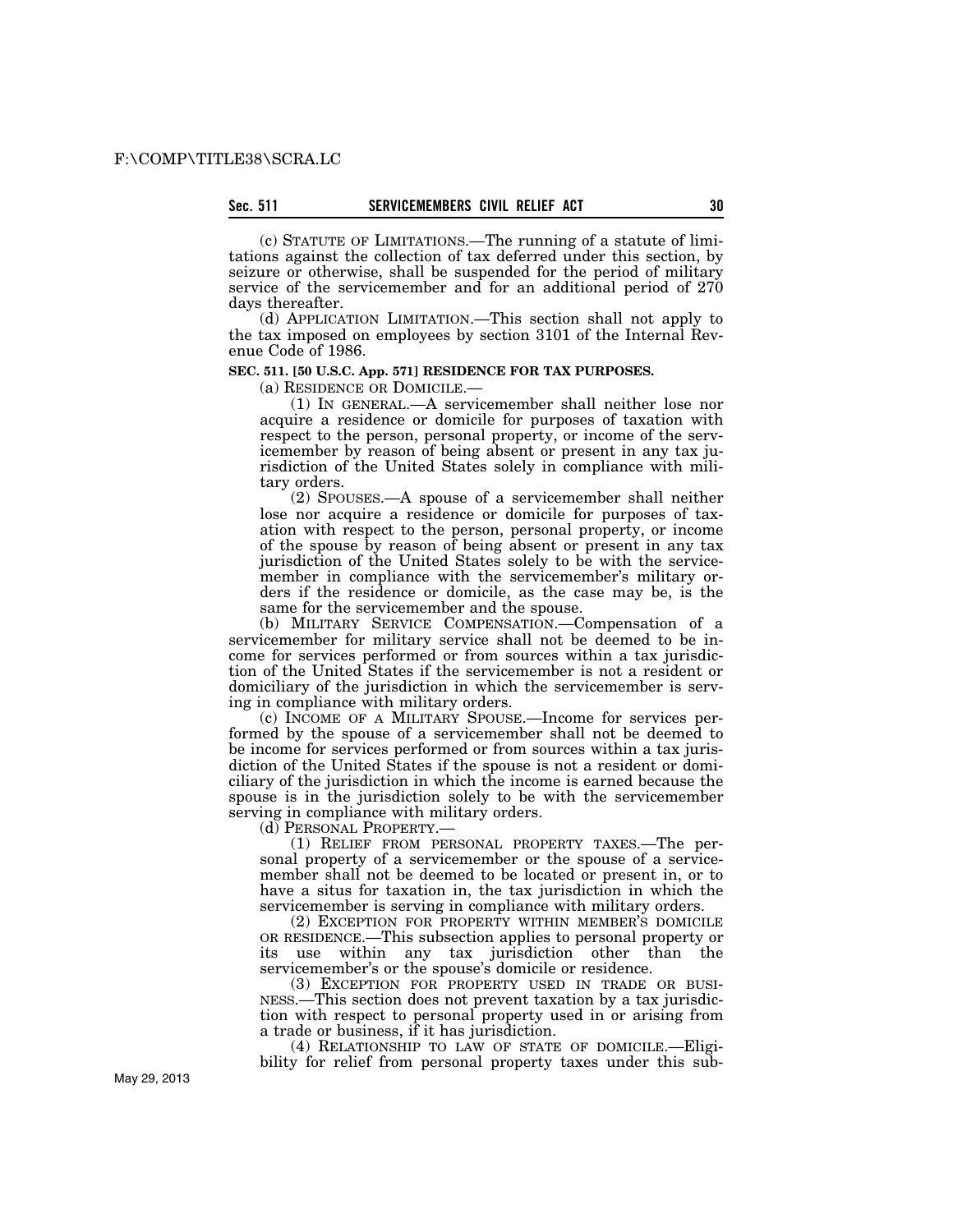(c) STATUTE OF LIMITATIONS.—The running of a statute of limitations against the collection of tax deferred under this section, by seizure or otherwise, shall be suspended for the period of military service of the servicemember and for an additional period of 270 days thereafter.

(d) APPLICATION LIMITATION.—This section shall not apply to the tax imposed on employees by section 3101 of the Internal Revenue Code of 1986.

**SEC. 511. [50 U.S.C. App. 571] RESIDENCE FOR TAX PURPOSES.**

(a) RESIDENCE OR DOMICILE.—

(1) IN GENERAL.—A servicemember shall neither lose nor acquire a residence or domicile for purposes of taxation with respect to the person, personal property, or income of the servicemember by reason of being absent or present in any tax jurisdiction of the United States solely in compliance with military orders.

(2) SPOUSES.—A spouse of a servicemember shall neither lose nor acquire a residence or domicile for purposes of taxation with respect to the person, personal property, or income of the spouse by reason of being absent or present in any tax jurisdiction of the United States solely to be with the servicemember in compliance with the servicemember's military orders if the residence or domicile, as the case may be, is the same for the servicemember and the spouse.

(b) MILITARY SERVICE COMPENSATION.—Compensation of a servicemember for military service shall not be deemed to be income for services performed or from sources within a tax jurisdiction of the United States if the servicemember is not a resident or domiciliary of the jurisdiction in which the servicemember is serving in compliance with military orders.

(c) INCOME OF A MILITARY SPOUSE.—Income for services performed by the spouse of a servicemember shall not be deemed to be income for services performed or from sources within a tax jurisdiction of the United States if the spouse is not a resident or domiciliary of the jurisdiction in which the income is earned because the spouse is in the jurisdiction solely to be with the servicemember serving in compliance with military orders.

(d) PERSONAL PROPERTY.—

(1) RELIEF FROM PERSONAL PROPERTY TAXES.—The personal property of a servicemember or the spouse of a servicemember shall not be deemed to be located or present in, or to have a situs for taxation in, the tax jurisdiction in which the servicemember is serving in compliance with military orders.

(2) EXCEPTION FOR PROPERTY WITHIN MEMBER'S DOMICILE OR RESIDENCE.—This subsection applies to personal property or its use within any tax jurisdiction other than the servicemember's or the spouse's domicile or residence.

(3) EXCEPTION FOR PROPERTY USED IN TRADE OR BUSINESS.—This section does not prevent taxation by a tax jurisdiction with respect to personal property used in or arising from a trade or business, if it has jurisdiction.

(4) RELATIONSHIP TO LAW OF STATE OF DOMICILE.—Eligibility for relief from personal property taxes under this sub-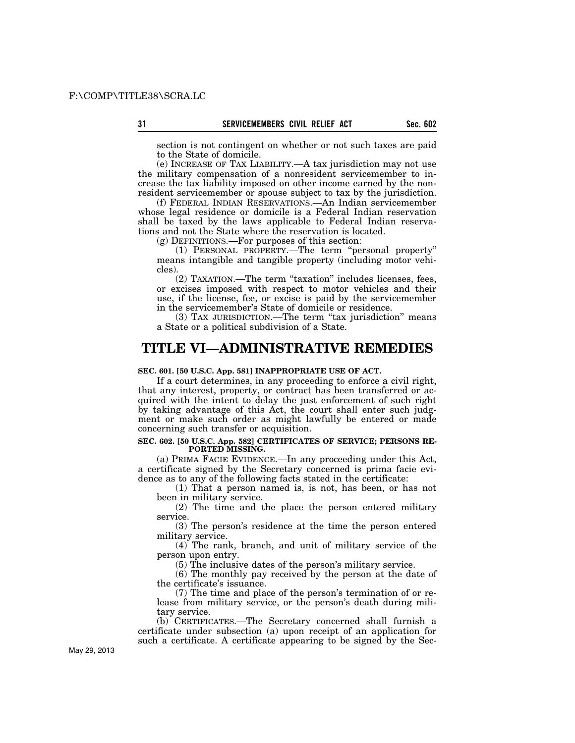section is not contingent on whether or not such taxes are paid to the State of domicile.

(e) INCREASE OF TAX LIABILITY.—A tax jurisdiction may not use the military compensation of a nonresident servicemember to increase the tax liability imposed on other income earned by the nonresident servicemember or spouse subject to tax by the jurisdiction.

(f) FEDERAL INDIAN RESERVATIONS.—An Indian servicemember whose legal residence or domicile is a Federal Indian reservation shall be taxed by the laws applicable to Federal Indian reservations and not the State where the reservation is located.

(g) DEFINITIONS.—For purposes of this section:

(1) PERSONAL PROPERTY.—The term "personal property" means intangible and tangible property (including motor vehicles).

(2) TAXATION.—The term "taxation" includes licenses, fees, or excises imposed with respect to motor vehicles and their use, if the license, fee, or excise is paid by the servicemember in the servicemember's State of domicile or residence.

(3) TAX JURISDICTION.—The term "tax jurisdiction" means a State or a political subdivision of a State.

# TITLE VI—ADMINISTRATIVE REMEDIES

**SEC. 601. [50 U.S.C. App. 581] INAPPROPRIATE USE OF ACT.**

If a court determines, in any proceeding to enforce a civil right, that any interest, property, or contract has been transferred or acquired with the intent to delay the just enforcement of such right by taking advantage of this Act, the court shall enter such judgment or make such order as might lawfully be entered or made concerning such transfer or acquisition.

**SEC. 602. [50 U.S.C. App. 582] CERTIFICATES OF SERVICE; PERSONS REPORTED MISSING.**

(a) PRIMA FACIE EVIDENCE.—In any proceeding under this Act, a certificate signed by the Secretary concerned is prima facie evidence as to any of the following facts stated in the certificate:

(1) That a person named is, is not, has been, or has not been in military service.

(2) The time and the place the person entered military service.

(3) The person's residence at the time the person entered military service.

(4) The rank, branch, and unit of military service of the person upon entry.

(5) The inclusive dates of the person's military service.

(6) The monthly pay received by the person at the date of the certificate's issuance.

(7) The time and place of the person's termination of or release from military service, or the person's death during military service.

(b) CERTIFICATES.—The Secretary concerned shall furnish a certificate under subsection (a) upon receipt of an application for such a certificate. A certificate appearing to be signed by the Sec-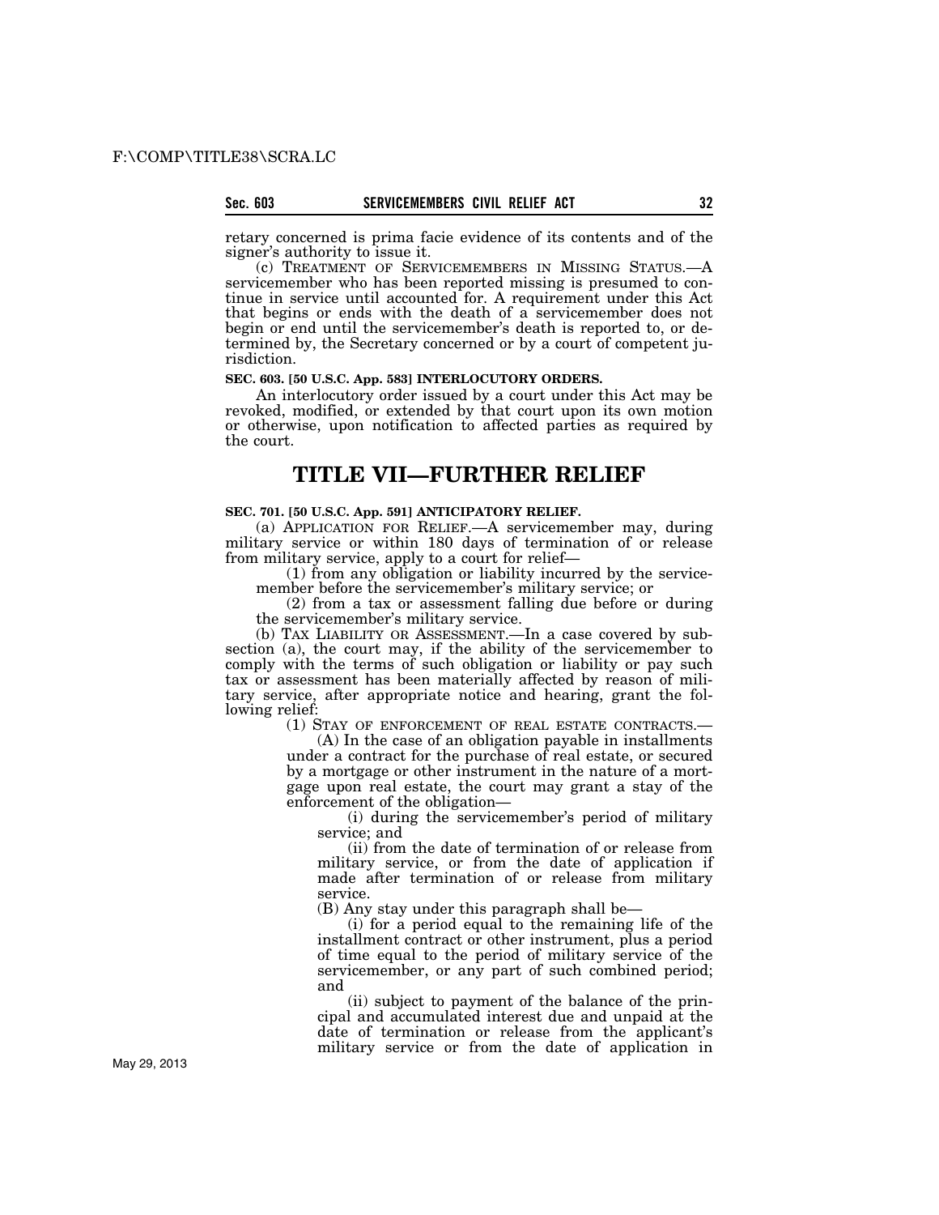retary concerned is prima facie evidence of its contents and of the signer's authority to issue it.

(c) TREATMENT OF SERVICEMEMBERS IN MISSING STATUS.—A servicemember who has been reported missing is presumed to continue in service until accounted for. A requirement under this Act that begins or ends with the death of a servicemember does not begin or end until the servicemember's death is reported to, or determined by, the Secretary concerned or by a court of competent jurisdiction.

**SEC. 603. [50 U.S.C. App. 583] INTERLOCUTORY ORDERS.**

An interlocutory order issued by a court under this Act may be revoked, modified, or extended by that court upon its own motion or otherwise, upon notification to affected parties as required by the court.

# TITLE VII—FURTHER RELIEF

**SEC. 701. [50 U.S.C. App. 591] ANTICIPATORY RELIEF.**

(a) APPLICATION FOR RELIEF.—A servicemember may, during military service or within 180 days of termination of or release from military service, apply to a court for relief—

(1) from any obligation or liability incurred by the servicemember before the servicemember's military service; or

(2) from a tax or assessment falling due before or during the servicemember's military service.

(b) TAX LIABILITY OR ASSESSMENT.—In a case covered by subsection (a), the court may, if the ability of the servicemember to comply with the terms of such obligation or liability or pay such tax or assessment has been materially affected by reason of military service, after appropriate notice and hearing, grant the following relief:

(1) STAY OF ENFORCEMENT OF REAL ESTATE CONTRACTS.—

(A) In the case of an obligation payable in installments under a contract for the purchase of real estate, or secured by a mortgage or other instrument in the nature of a mortgage upon real estate, the court may grant a stay of the enforcement of the obligation—

(i) during the servicemember's period of military service; and

(ii) from the date of termination of or release from military service, or from the date of application if made after termination of or release from military service.

(B) Any stay under this paragraph shall be—

(i) for a period equal to the remaining life of the installment contract or other instrument, plus a period of time equal to the period of military service of the servicemember, or any part of such combined period; and

(ii) subject to payment of the balance of the principal and accumulated interest due and unpaid at the date of termination or release from the applicant's military service or from the date of application in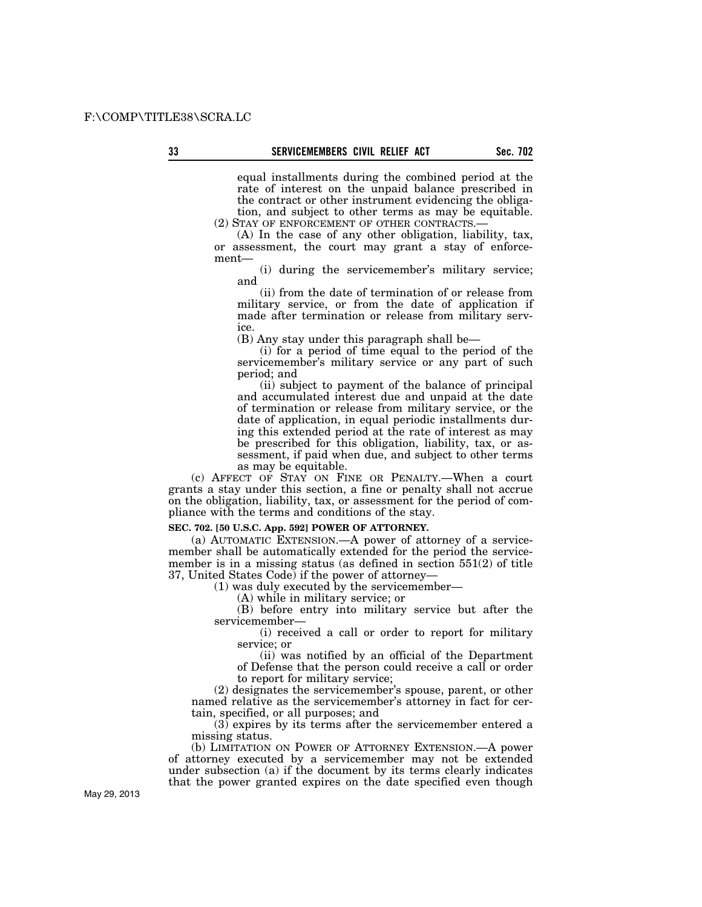equal installments during the combined period at the rate of interest on the unpaid balance prescribed in the contract or other instrument evidencing the obligation, and subject to other terms as may be equitable.

(2) STAY OF ENFORCEMENT OF OTHER CONTRACTS.—

(A) In the case of any other obligation, liability, tax, or assessment, the court may grant a stay of enforcement—

(i) during the servicemember's military service; and

(ii) from the date of termination of or release from military service, or from the date of application if made after termination or release from military service.

(B) Any stay under this paragraph shall be—

(i) for a period of time equal to the period of the servicemember's military service or any part of such period; and

(ii) subject to payment of the balance of principal and accumulated interest due and unpaid at the date of termination or release from military service, or the date of application, in equal periodic installments during this extended period at the rate of interest as may be prescribed for this obligation, liability, tax, or assessment, if paid when due, and subject to other terms as may be equitable.

(c) AFFECT OF STAY ON FINE OR PENALTY.—When a court grants a stay under this section, a fine or penalty shall not accrue on the obligation, liability, tax, or assessment for the period of compliance with the terms and conditions of the stay.

**SEC. 702. [50 U.S.C. App. 592] POWER OF ATTORNEY.**

(a) AUTOMATIC EXTENSION.—A power of attorney of a servicemember shall be automatically extended for the period the servicemember is in a missing status (as defined in section 551(2) of title 37, United States Code) if the power of attorney—

(1) was duly executed by the servicemember—

(A) while in military service; or

(B) before entry into military service but after the servicemember—

(i) received a call or order to report for military service; or

(ii) was notified by an official of the Department of Defense that the person could receive a call or order to report for military service;

(2) designates the servicemember's spouse, parent, or other named relative as the servicemember's attorney in fact for certain, specified, or all purposes; and

(3) expires by its terms after the servicemember entered a missing status.

(b) LIMITATION ON POWER OF ATTORNEY EXTENSION.—A power of attorney executed by a servicemember may not be extended under subsection (a) if the document by its terms clearly indicates that the power granted expires on the date specified even though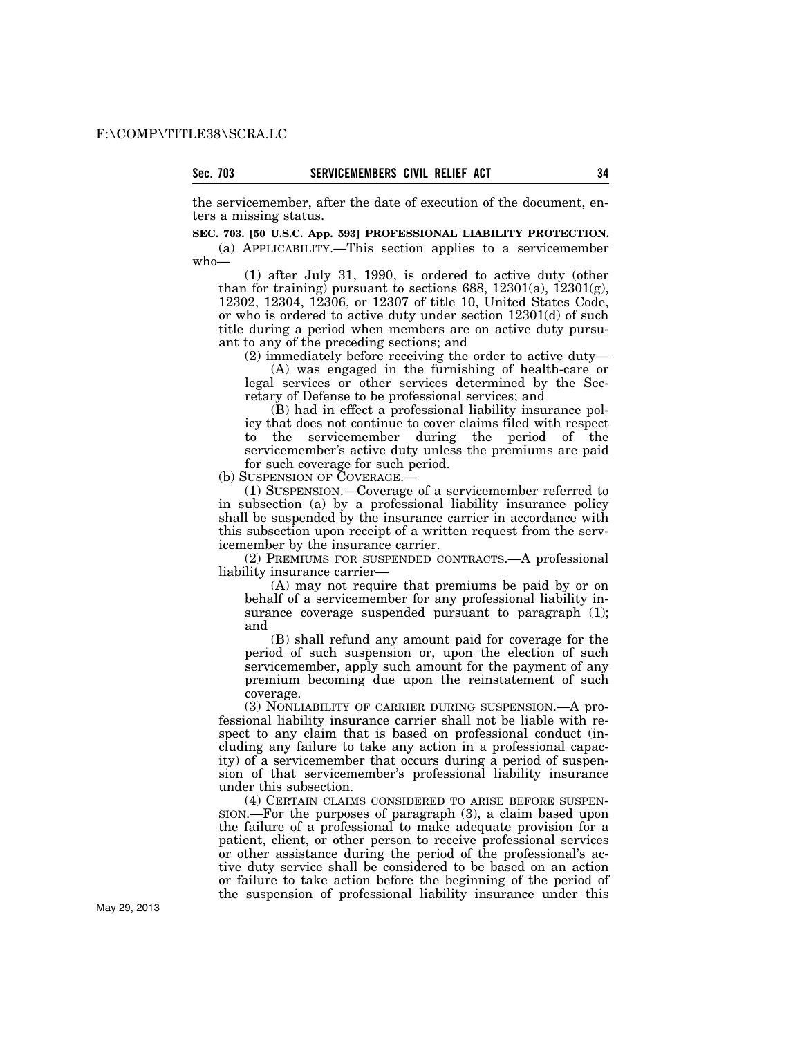the servicemember, after the date of execution of the document, enters a missing status.

**SEC. 703. [50 U.S.C. App. 593] PROFESSIONAL LIABILITY PROTECTION.**

(a) APPLICABILITY.—This section applies to a servicemember who—

(1) after July 31, 1990, is ordered to active duty (other than for training) pursuant to sections 688, 12301(a), 12301(g), 12302, 12304, 12306, or 12307 of title 10, United States Code, or who is ordered to active duty under section 12301(d) of such title during a period when members are on active duty pursuant to any of the preceding sections; and

(2) immediately before receiving the order to active duty—

(A) was engaged in the furnishing of health-care or legal services or other services determined by the Secretary of Defense to be professional services; and

(B) had in effect a professional liability insurance policy that does not continue to cover claims filed with respect to the servicemember during the period of the servicemember's active duty unless the premiums are paid for such coverage for such period.

(b) SUSPENSION OF COVERAGE.—

(1) SUSPENSION.—Coverage of a servicemember referred to in subsection (a) by a professional liability insurance policy shall be suspended by the insurance carrier in accordance with this subsection upon receipt of a written request from the servicemember by the insurance carrier.

(2) PREMIUMS FOR SUSPENDED CONTRACTS.—A professional liability insurance carrier—

(A) may not require that premiums be paid by or on behalf of a servicemember for any professional liability insurance coverage suspended pursuant to paragraph (1); and

(B) shall refund any amount paid for coverage for the period of such suspension or, upon the election of such servicemember, apply such amount for the payment of any premium becoming due upon the reinstatement of such coverage.

(3) NONLIABILITY OF CARRIER DURING SUSPENSION.—A professional liability insurance carrier shall not be liable with respect to any claim that is based on professional conduct (including any failure to take any action in a professional capacity) of a servicemember that occurs during a period of suspension of that servicemember's professional liability insurance under this subsection.

(4) CERTAIN CLAIMS CONSIDERED TO ARISE BEFORE SUSPENSION.—For the purposes of paragraph (3), a claim based upon the failure of a professional to make adequate provision for a patient, client, or other person to receive professional services or other assistance during the period of the professional's active duty service shall be considered to be based on an action or failure to take action before the beginning of the period of the suspension of professional liability insurance under this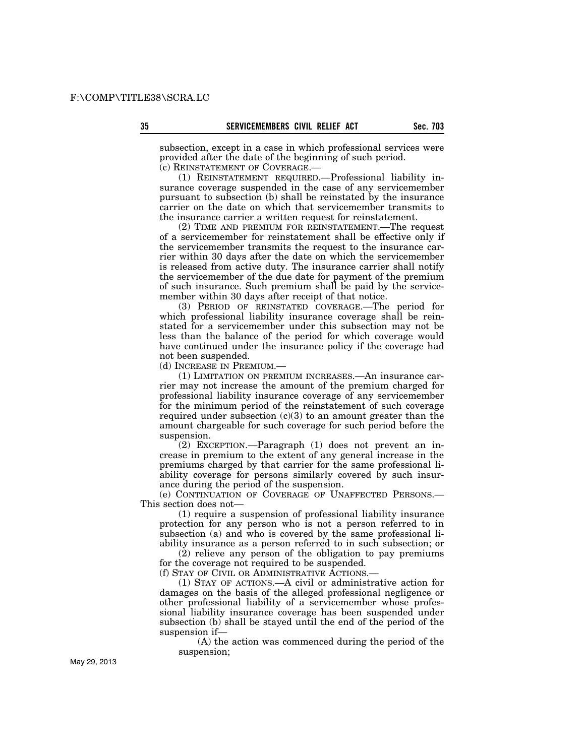subsection, except in a case in which professional services were provided after the date of the beginning of such period.

(c) REINSTATEMENT OF COVERAGE.—

(1) REINSTATEMENT REQUIRED.—Professional liability insurance coverage suspended in the case of any servicemember pursuant to subsection (b) shall be reinstated by the insurance carrier on the date on which that servicemember transmits to the insurance carrier a written request for reinstatement.

(2) TIME AND PREMIUM FOR REINSTATEMENT.—The request of a servicemember for reinstatement shall be effective only if the servicemember transmits the request to the insurance carrier within 30 days after the date on which the servicemember is released from active duty. The insurance carrier shall notify the servicemember of the due date for payment of the premium of such insurance. Such premium shall be paid by the servicemember within 30 days after receipt of that notice.

(3) PERIOD OF REINSTATED COVERAGE.—The period for which professional liability insurance coverage shall be reinstated for a servicemember under this subsection may not be less than the balance of the period for which coverage would have continued under the insurance policy if the coverage had not been suspended.

(d) INCREASE IN PREMIUM.—

(1) LIMITATION ON PREMIUM INCREASES.—An insurance carrier may not increase the amount of the premium charged for professional liability insurance coverage of any servicemember for the minimum period of the reinstatement of such coverage required under subsection (c)(3) to an amount greater than the amount chargeable for such coverage for such period before the suspension.

(2) EXCEPTION.—Paragraph (1) does not prevent an increase in premium to the extent of any general increase in the premiums charged by that carrier for the same professional liability coverage for persons similarly covered by such insurance during the period of the suspension.

(e) CONTINUATION OF COVERAGE OF UNAFFECTED PERSONS.— This section does not—

(1) require a suspension of professional liability insurance protection for any person who is not a person referred to in subsection (a) and who is covered by the same professional liability insurance as a person referred to in such subsection; or

(2) relieve any person of the obligation to pay premiums for the coverage not required to be suspended.

(f) STAY OF CIVIL OR ADMINISTRATIVE ACTIONS.—

(1) STAY OF ACTIONS.—A civil or administrative action for damages on the basis of the alleged professional negligence or other professional liability of a servicemember whose professional liability insurance coverage has been suspended under subsection (b) shall be stayed until the end of the period of the suspension if—

(A) the action was commenced during the period of the suspension;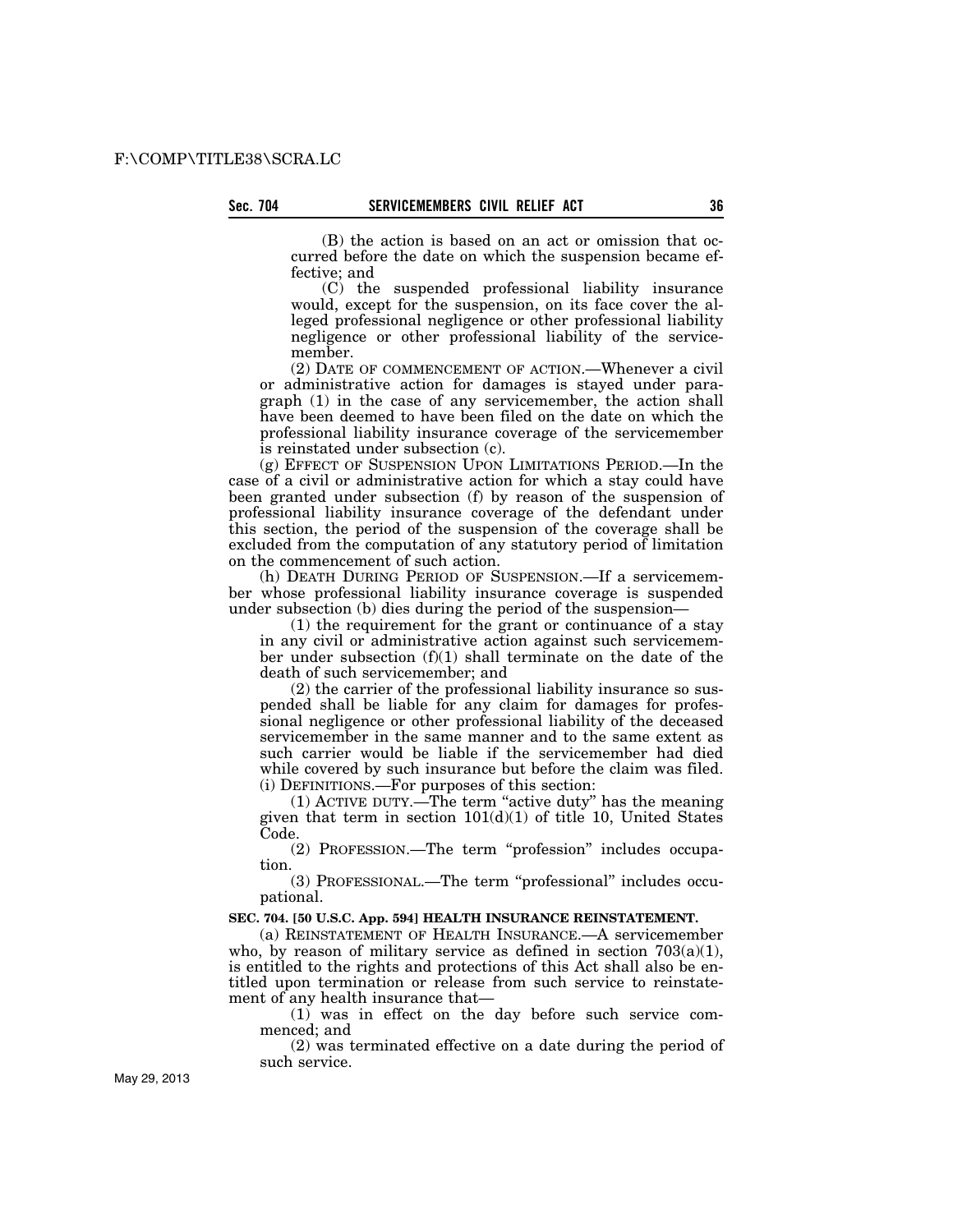(B) the action is based on an act or omission that occurred before the date on which the suspension became effective; and

(C) the suspended professional liability insurance would, except for the suspension, on its face cover the alleged professional negligence or other professional liability negligence or other professional liability of the servicemember.

(2) DATE OF COMMENCEMENT OF ACTION.—Whenever a civil or administrative action for damages is stayed under paragraph (1) in the case of any servicemember, the action shall have been deemed to have been filed on the date on which the professional liability insurance coverage of the servicemember is reinstated under subsection (c).

(g) EFFECT OF SUSPENSION UPON LIMITATIONS PERIOD.—In the case of a civil or administrative action for which a stay could have been granted under subsection (f) by reason of the suspension of professional liability insurance coverage of the defendant under this section, the period of the suspension of the coverage shall be excluded from the computation of any statutory period of limitation on the commencement of such action.

(h) DEATH DURING PERIOD OF SUSPENSION.—If a servicemember whose professional liability insurance coverage is suspended under subsection (b) dies during the period of the suspension—

(1) the requirement for the grant or continuance of a stay in any civil or administrative action against such servicemember under subsection (f)(1) shall terminate on the date of the death of such servicemember; and

(2) the carrier of the professional liability insurance so suspended shall be liable for any claim for damages for professional negligence or other professional liability of the deceased servicemember in the same manner and to the same extent as such carrier would be liable if the servicemember had died while covered by such insurance but before the claim was filed.

(i) DEFINITIONS.—For purposes of this section:

(1) ACTIVE DUTY.—The term "active duty" has the meaning given that term in section 101(d)(1) of title 10, United States Code.

(2) PROFESSION.—The term "profession" includes occupation.

(3) PROFESSIONAL.—The term "professional" includes occupational.

**SEC. 704. [50 U.S.C. App. 594] HEALTH INSURANCE REINSTATEMENT.**

(a) REINSTATEMENT OF HEALTH INSURANCE.—A servicemember who, by reason of military service as defined in section 703(a)(1), is entitled to the rights and protections of this Act shall also be entitled upon termination or release from such service to reinstatement of any health insurance that—

(1) was in effect on the day before such service commenced; and

(2) was terminated effective on a date during the period of such service.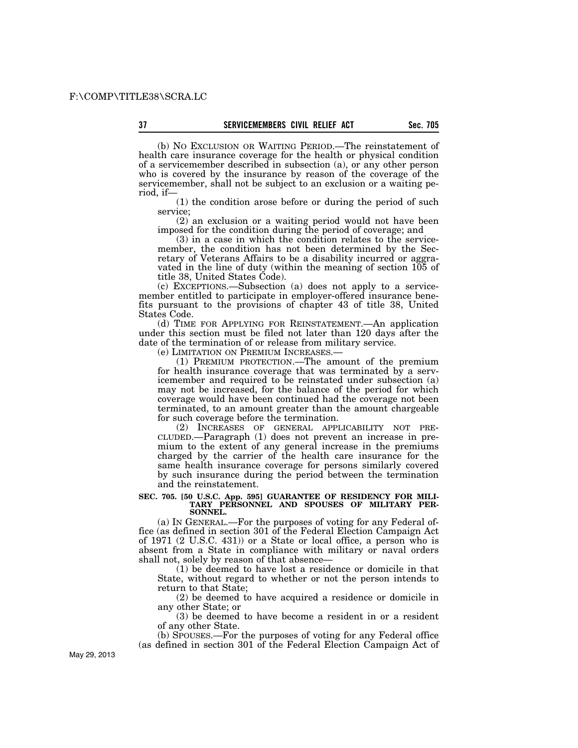(b) NO EXCLUSION OR WAITING PERIOD.—The reinstatement of health care insurance coverage for the health or physical condition of a servicemember described in subsection (a), or any other person who is covered by the insurance by reason of the coverage of the servicemember, shall not be subject to an exclusion or a waiting period, if—

(1) the condition arose before or during the period of such service;

(2) an exclusion or a waiting period would not have been imposed for the condition during the period of coverage; and

(3) in a case in which the condition relates to the servicemember, the condition has not been determined by the Secretary of Veterans Affairs to be a disability incurred or aggravated in the line of duty (within the meaning of section 105 of title 38, United States Code).

(c) EXCEPTIONS.—Subsection (a) does not apply to a servicemember entitled to participate in employer-offered insurance benefits pursuant to the provisions of chapter 43 of title 38, United States Code.

(d) TIME FOR APPLYING FOR REINSTATEMENT.—An application under this section must be filed not later than 120 days after the date of the termination of or release from military service.

(e) LIMITATION ON PREMIUM INCREASES.—

(1) PREMIUM PROTECTION.—The amount of the premium for health insurance coverage that was terminated by a servicemember and required to be reinstated under subsection (a) may not be increased, for the balance of the period for which coverage would have been continued had the coverage not been terminated, to an amount greater than the amount chargeable for such coverage before the termination.

(2) INCREASES OF GENERAL APPLICABILITY NOT PRECLUDED.—Paragraph (1) does not prevent an increase in premium to the extent of any general increase in the premiums charged by the carrier of the health care insurance for the same health insurance coverage for persons similarly covered by such insurance during the period between the termination and the reinstatement.

**SEC. 705. [50 U.S.C. App. 595] GUARANTEE OF RESIDENCY FOR MILITARY PERSONNEL AND SPOUSES OF MILITARY PERSONNEL.**

(a) IN GENERAL.—For the purposes of voting for any Federal office (as defined in section 301 of the Federal Election Campaign Act of 1971 (2 U.S.C. 431)) or a State or local office, a person who is absent from a State in compliance with military or naval orders shall not, solely by reason of that absence—

(1) be deemed to have lost a residence or domicile in that State, without regard to whether or not the person intends to return to that State;

(2) be deemed to have acquired a residence or domicile in any other State; or

(3) be deemed to have become a resident in or a resident of any other State.

(b) SPOUSES.—For the purposes of voting for any Federal office (as defined in section 301 of the Federal Election Campaign Act of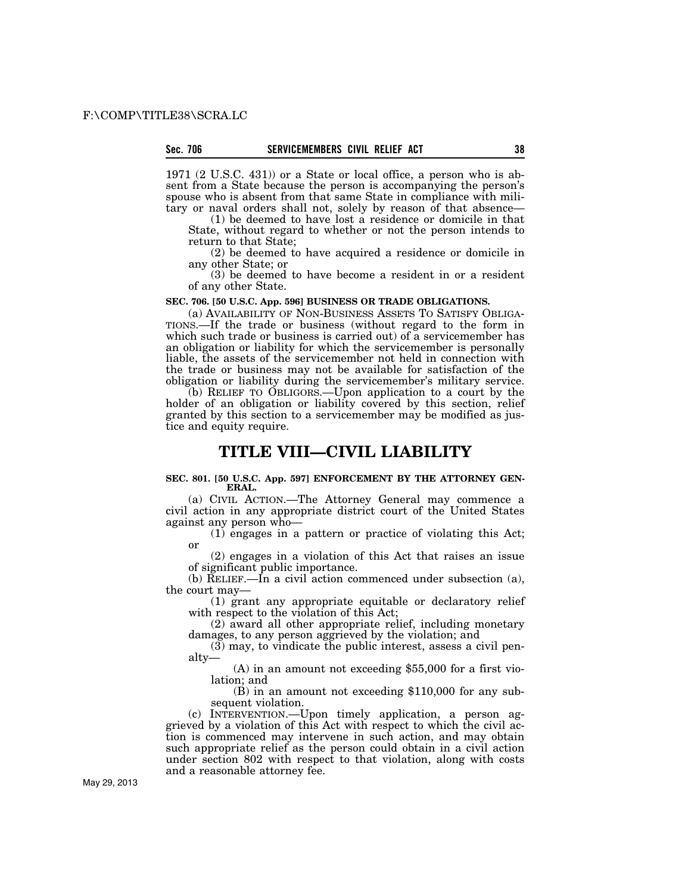1971 (2 U.S.C. 431)) or a State or local office, a person who is absent from a State because the person is accompanying the person's spouse who is absent from that same State in compliance with military or naval orders shall not, solely by reason of that absence—

(1) be deemed to have lost a residence or domicile in that State, without regard to whether or not the person intends to return to that State;

(2) be deemed to have acquired a residence or domicile in any other State; or

(3) be deemed to have become a resident in or a resident of any other State.

**SEC. 706. [50 U.S.C. App. 596] BUSINESS OR TRADE OBLIGATIONS.**

(a) AVAILABILITY OF NON-BUSINESS ASSETS TO SATISFY OBLIGATIONS.—If the trade or business (without regard to the form in which such trade or business is carried out) of a servicemember has an obligation or liability for which the servicemember is personally liable, the assets of the servicemember not held in connection with the trade or business may not be available for satisfaction of the obligation or liability during the servicemember's military service.

(b) RELIEF TO OBLIGORS.—Upon application to a court by the holder of an obligation or liability covered by this section, relief granted by this section to a servicemember may be modified as justice and equity require.

# TITLE VIII—CIVIL LIABILITY

**SEC. 801. [50 U.S.C. App. 597] ENFORCEMENT BY THE ATTORNEY GENERAL.**

(a) CIVIL ACTION.—The Attorney General may commence a civil action in any appropriate district court of the United States against any person who—

(1) engages in a pattern or practice of violating this Act; or

(2) engages in a violation of this Act that raises an issue of significant public importance.

(b) RELIEF.—In a civil action commenced under subsection (a), the court may—

(1) grant any appropriate equitable or declaratory relief with respect to the violation of this Act;

(2) award all other appropriate relief, including monetary damages, to any person aggrieved by the violation; and

(3) may, to vindicate the public interest, assess a civil penalty—

(A) in an amount not exceeding $55,000 for a first violation; and

(B) in an amount not exceeding $110,000 for any subsequent violation.

(c) INTERVENTION.—Upon timely application, a person aggrieved by a violation of this Act with respect to which the civil action is commenced may intervene in such action, and may obtain such appropriate relief as the person could obtain in a civil action under section 802 with respect to that violation, along with costs and a reasonable attorney fee.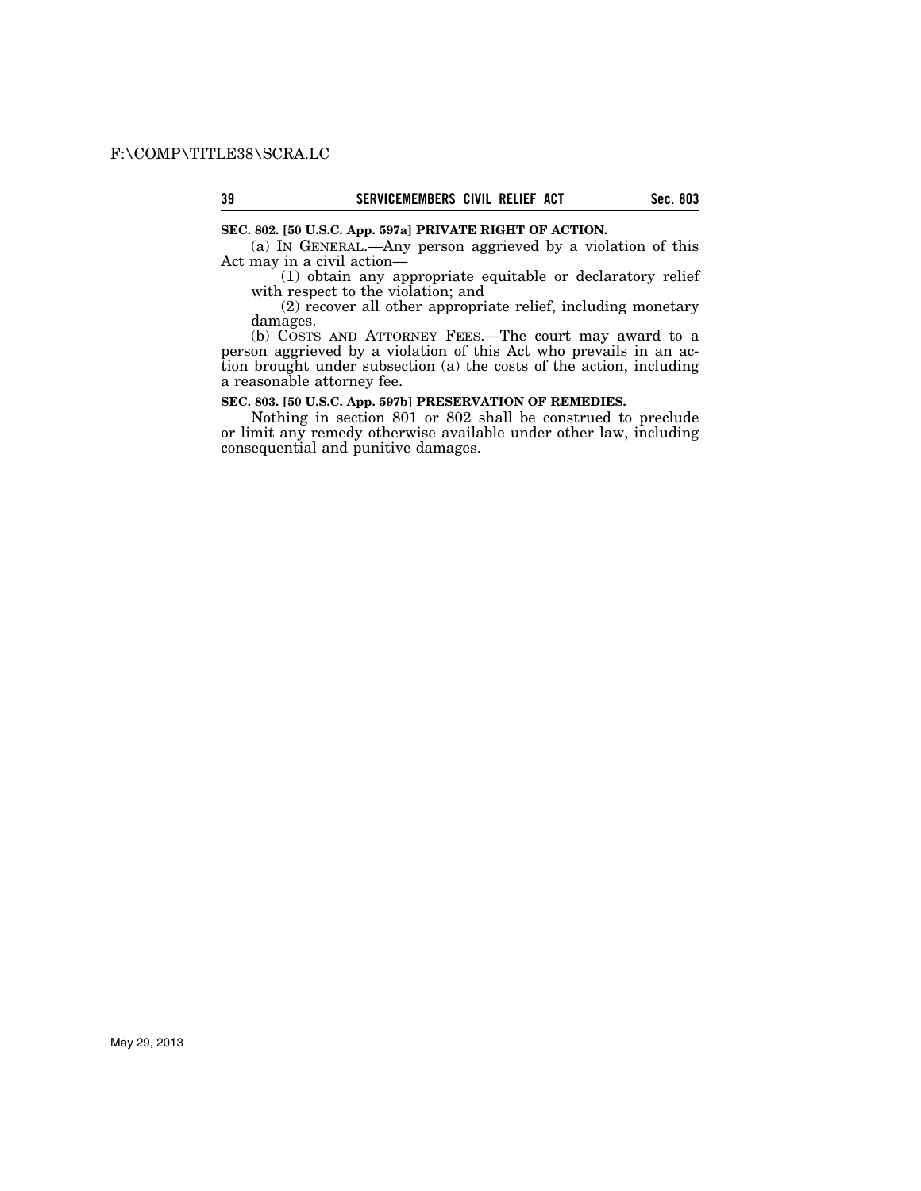**SEC. 802. [50 U.S.C. App. 597a] PRIVATE RIGHT OF ACTION.**

(a) IN GENERAL.—Any person aggrieved by a violation of this Act may in a civil action—

(1) obtain any appropriate equitable or declaratory relief with respect to the violation; and

(2) recover all other appropriate relief, including monetary damages.

(b) COSTS AND ATTORNEY FEES.—The court may award to a person aggrieved by a violation of this Act who prevails in an action brought under subsection (a) the costs of the action, including a reasonable attorney fee.

**SEC. 803. [50 U.S.C. App. 597b] PRESERVATION OF REMEDIES.**

Nothing in section 801 or 802 shall be construed to preclude or limit any remedy otherwise available under other law, including consequential and punitive damages.